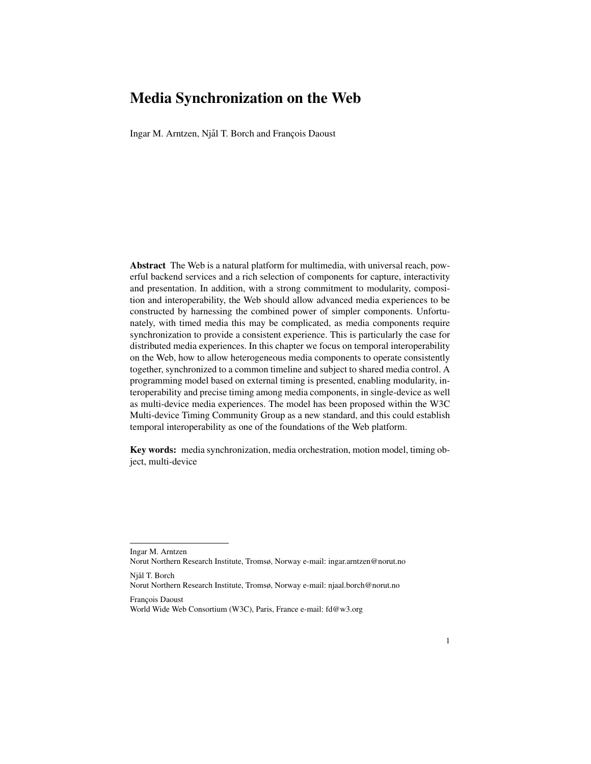# Media Synchronization on the Web

Ingar M. Arntzen, Njål T. Borch and François Daoust

**Abstract** The Web is a natural platform for multimedia, with universal reach, powerful backend services and a rich selection of components for capture, interactivity and presentation. In addition, with a strong commitment to modularity, composition and interoperability, the Web should allow advanced media experiences to be constructed by harnessing the combined power of simpler components. Unfortunately, with timed media this may be complicated, as media components require synchronization to provide a consistent experience. This is particularly the case for distributed media experiences. In this chapter we focus on temporal interoperability on the Web, how to allow heterogeneous media components to operate consistently together, synchronized to a common timeline and subject to shared media control. A programming model based on external timing is presented, enabling modularity, interoperability and precise timing among media components, in single-device as well as multi-device media experiences. The model has been proposed within the W3C Multi-device Timing Community Group as a new standard, and this could establish temporal interoperability as one of the foundations of the Web platform.

**Key words:** media synchronization, media orchestration, motion model, timing object, multi-device

---

Ingar M. Arntzen
Norut Northern Research Institute, Tromsø, Norway e-mail: ingar.arntzen@norut.no

Njål T. Borch
Norut Northern Research Institute, Tromsø, Norway e-mail: njaal.borch@norut.no

François Daoust
World Wide Web Consortium (W3C), Paris, France e-mail: fd@w3.org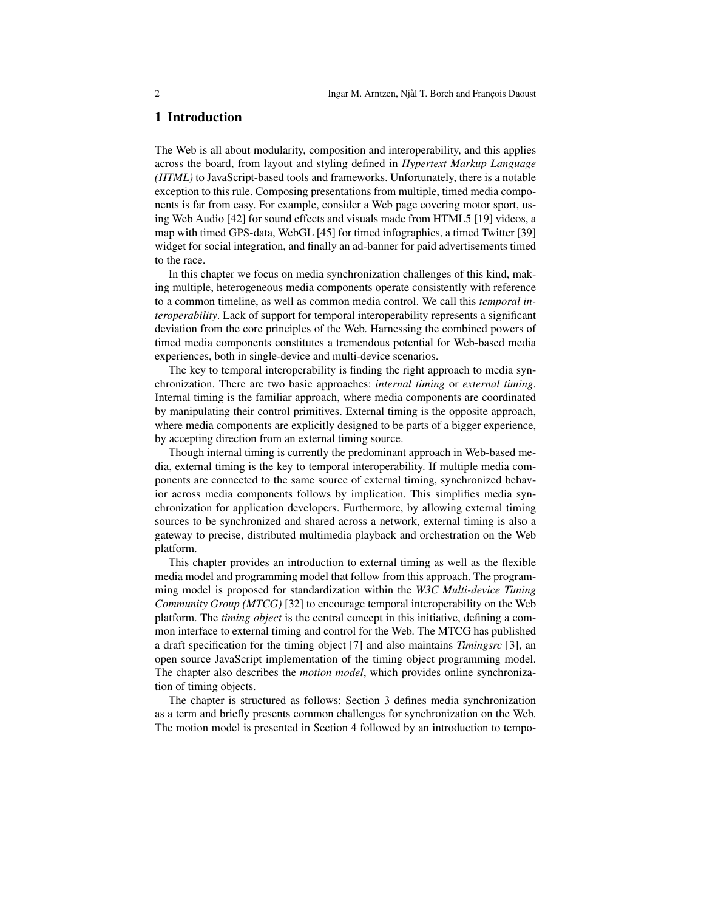## 1 Introduction

The Web is all about modularity, composition and interoperability, and this applies across the board, from layout and styling defined in *Hypertext Markup Language (HTML)* to JavaScript-based tools and frameworks. Unfortunately, there is a notable exception to this rule. Composing presentations from multiple, timed media components is far from easy. For example, consider a Web page covering motor sport, using Web Audio [42] for sound effects and visuals made from HTML5 [19] videos, a map with timed GPS-data, WebGL [45] for timed infographics, a timed Twitter [39] widget for social integration, and finally an ad-banner for paid advertisements timed to the race.

In this chapter we focus on media synchronization challenges of this kind, making multiple, heterogeneous media components operate consistently with reference to a common timeline, as well as common media control. We call this *temporal interoperability*. Lack of support for temporal interoperability represents a significant deviation from the core principles of the Web. Harnessing the combined powers of timed media components constitutes a tremendous potential for Web-based media experiences, both in single-device and multi-device scenarios.

The key to temporal interoperability is finding the right approach to media synchronization. There are two basic approaches: *internal timing* or *external timing*. Internal timing is the familiar approach, where media components are coordinated by manipulating their control primitives. External timing is the opposite approach, where media components are explicitly designed to be parts of a bigger experience, by accepting direction from an external timing source.

Though internal timing is currently the predominant approach in Web-based media, external timing is the key to temporal interoperability. If multiple media components are connected to the same source of external timing, synchronized behavior across media components follows by implication. This simplifies media synchronization for application developers. Furthermore, by allowing external timing sources to be synchronized and shared across a network, external timing is also a gateway to precise, distributed multimedia playback and orchestration on the Web platform.

This chapter provides an introduction to external timing as well as the flexible media model and programming model that follow from this approach. The programming model is proposed for standardization within the *W3C Multi-device Timing Community Group (MTCG)* [32] to encourage temporal interoperability on the Web platform. The *timing object* is the central concept in this initiative, defining a common interface to external timing and control for the Web. The MTCG has published a draft specification for the timing object [7] and also maintains *Timingsrc* [3], an open source JavaScript implementation of the timing object programming model. The chapter also describes the *motion model*, which provides online synchronization of timing objects.

The chapter is structured as follows: Section 3 defines media synchronization as a term and briefly presents common challenges for synchronization on the Web. The motion model is presented in Section 4 followed by an introduction to tempo-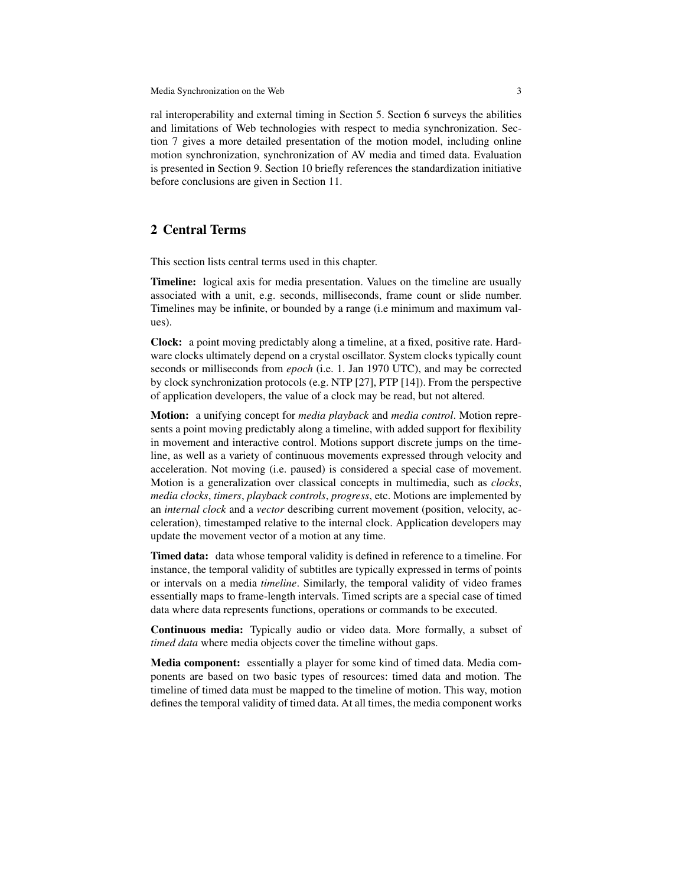ral interoperability and external timing in Section 5. Section 6 surveys the abilities and limitations of Web technologies with respect to media synchronization. Section 7 gives a more detailed presentation of the motion model, including online motion synchronization, synchronization of AV media and timed data. Evaluation is presented in Section 9. Section 10 briefly references the standardization initiative before conclusions are given in Section 11.

## 2 Central Terms

This section lists central terms used in this chapter.

**Timeline:** logical axis for media presentation. Values on the timeline are usually associated with a unit, e.g. seconds, milliseconds, frame count or slide number. Timelines may be infinite, or bounded by a range (i.e minimum and maximum values).

**Clock:** a point moving predictably along a timeline, at a fixed, positive rate. Hardware clocks ultimately depend on a crystal oscillator. System clocks typically count seconds or milliseconds from *epoch* (i.e. 1. Jan 1970 UTC), and may be corrected by clock synchronization protocols (e.g. NTP [27], PTP [14]). From the perspective of application developers, the value of a clock may be read, but not altered.

**Motion:** a unifying concept for *media playback* and *media control*. Motion represents a point moving predictably along a timeline, with added support for flexibility in movement and interactive control. Motions support discrete jumps on the timeline, as well as a variety of continuous movements expressed through velocity and acceleration. Not moving (i.e. paused) is considered a special case of movement. Motion is a generalization over classical concepts in multimedia, such as *clocks*, *media clocks*, *timers*, *playback controls*, *progress*, etc. Motions are implemented by an *internal clock* and a *vector* describing current movement (position, velocity, acceleration), timestamped relative to the internal clock. Application developers may update the movement vector of a motion at any time.

**Timed data:** data whose temporal validity is defined in reference to a timeline. For instance, the temporal validity of subtitles are typically expressed in terms of points or intervals on a media *timeline*. Similarly, the temporal validity of video frames essentially maps to frame-length intervals. Timed scripts are a special case of timed data where data represents functions, operations or commands to be executed.

**Continuous media:** Typically audio or video data. More formally, a subset of *timed data* where media objects cover the timeline without gaps.

**Media component:** essentially a player for some kind of timed data. Media components are based on two basic types of resources: timed data and motion. The timeline of timed data must be mapped to the timeline of motion. This way, motion defines the temporal validity of timed data. At all times, the media component works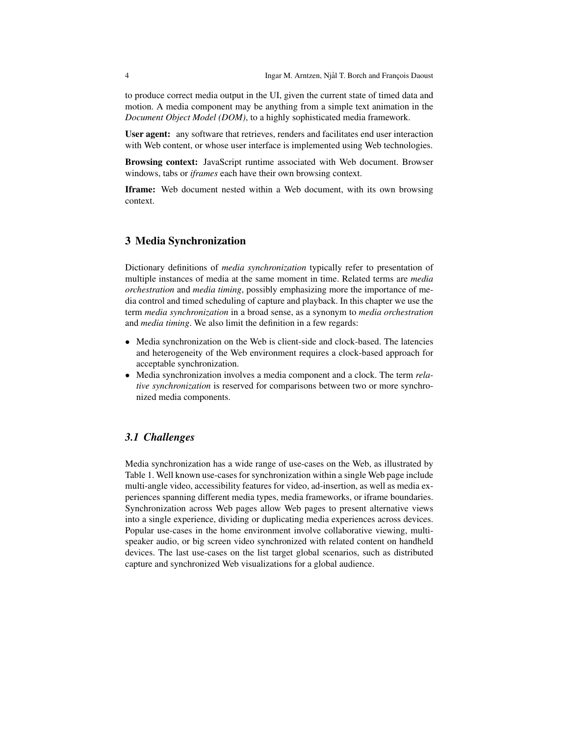to produce correct media output in the UI, given the current state of timed data and motion. A media component may be anything from a simple text animation in the *Document Object Model (DOM)*, to a highly sophisticated media framework.

**User agent:** any software that retrieves, renders and facilitates end user interaction with Web content, or whose user interface is implemented using Web technologies.

**Browsing context:** JavaScript runtime associated with Web document. Browser windows, tabs or *iframes* each have their own browsing context.

**Iframe:** Web document nested within a Web document, with its own browsing context.

## 3 Media Synchronization

Dictionary definitions of *media synchronization* typically refer to presentation of multiple instances of media at the same moment in time. Related terms are *media orchestration* and *media timing*, possibly emphasizing more the importance of media control and timed scheduling of capture and playback. In this chapter we use the term *media synchronization* in a broad sense, as a synonym to *media orchestration* and *media timing*. We also limit the definition in a few regards:

- Media synchronization on the Web is client-side and clock-based. The latencies and heterogeneity of the Web environment requires a clock-based approach for acceptable synchronization.
- Media synchronization involves a media component and a clock. The term *relative synchronization* is reserved for comparisons between two or more synchronized media components.

### *3.1 Challenges*

Media synchronization has a wide range of use-cases on the Web, as illustrated by Table 1. Well known use-cases for synchronization within a single Web page include multi-angle video, accessibility features for video, ad-insertion, as well as media experiences spanning different media types, media frameworks, or iframe boundaries. Synchronization across Web pages allow Web pages to present alternative views into a single experience, dividing or duplicating media experiences across devices. Popular use-cases in the home environment involve collaborative viewing, multi-speaker audio, or big screen video synchronized with related content on handheld devices. The last use-cases on the list target global scenarios, such as distributed capture and synchronized Web visualizations for a global audience.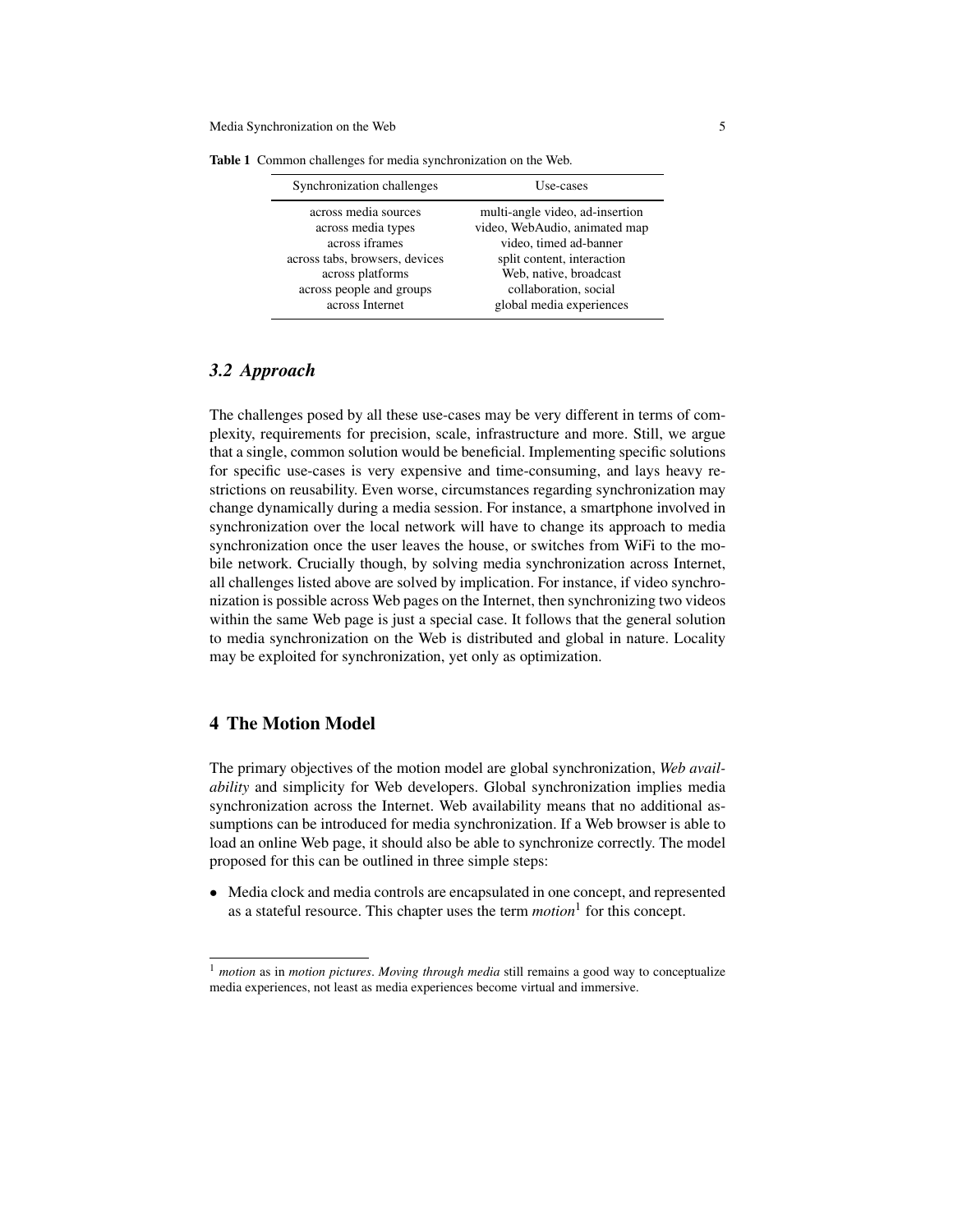**Table 1** Common challenges for media synchronization on the Web.

| Synchronization challenges | Use-cases |
| --- | --- |
| across media sources | multi-angle video, ad-insertion |
| across media types | video, WebAudio, animated map |
| across iframes | video, timed ad-banner |
| across tabs, browsers, devices | split content, interaction |
| across platforms | Web, native, broadcast |
| across people and groups | collaboration, social |
| across Internet | global media experiences |

### 3.2 Approach

The challenges posed by all these use-cases may be very different in terms of complexity, requirements for precision, scale, infrastructure and more. Still, we argue that a single, common solution would be beneficial. Implementing specific solutions for specific use-cases is very expensive and time-consuming, and lays heavy restrictions on reusability. Even worse, circumstances regarding synchronization may change dynamically during a media session. For instance, a smartphone involved in synchronization over the local network will have to change its approach to media synchronization once the user leaves the house, or switches from WiFi to the mobile network. Crucially though, by solving media synchronization across Internet, all challenges listed above are solved by implication. For instance, if video synchronization is possible across Web pages on the Internet, then synchronizing two videos within the same Web page is just a special case. It follows that the general solution to media synchronization on the Web is distributed and global in nature. Locality may be exploited for synchronization, yet only as optimization.

## 4 The Motion Model

The primary objectives of the motion model are global synchronization, *Web availability* and simplicity for Web developers. Global synchronization implies media synchronization across the Internet. Web availability means that no additional assumptions can be introduced for media synchronization. If a Web browser is able to load an online Web page, it should also be able to synchronize correctly. The model proposed for this can be outlined in three simple steps:

- Media clock and media controls are encapsulated in one concept, and represented as a stateful resource. This chapter uses the term *motion*[1] for this concept.

[1] *motion* as in *motion pictures*. *Moving through media* still remains a good way to conceptualize media experiences, not least as media experiences become virtual and immersive.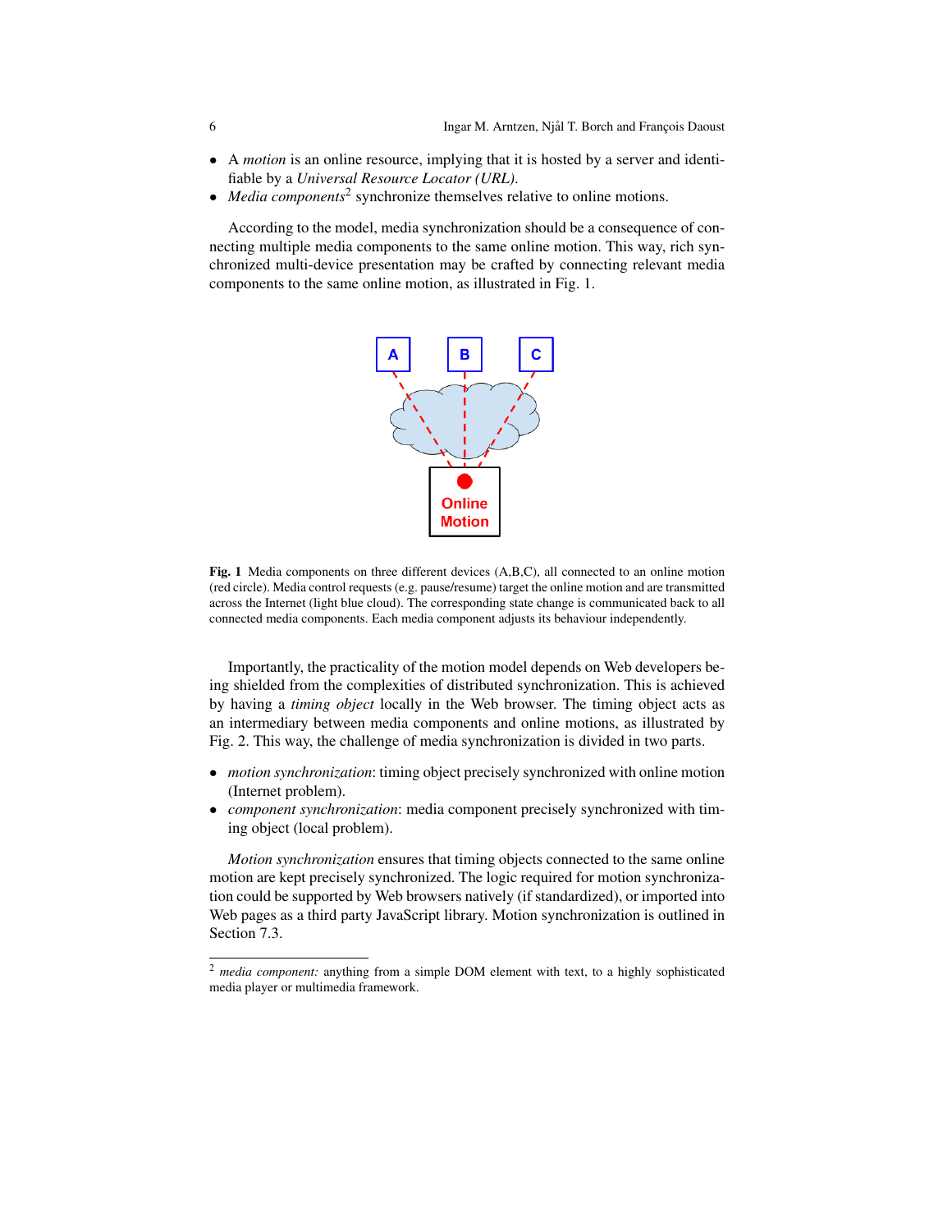- A *motion* is an online resource, implying that it is hosted by a server and identifiable by a *Universal Resource Locator (URL)*.
- *Media components*[2] synchronize themselves relative to online motions.

According to the model, media synchronization should be a consequence of connecting multiple media components to the same online motion. This way, rich synchronized multi-device presentation may be crafted by connecting relevant media components to the same online motion, as illustrated in Fig. 1.

**Fig. 1** Media components on three different devices (A,B,C), all connected to an online motion (red circle). Media control requests (e.g. pause/resume) target the online motion and are transmitted across the Internet (light blue cloud). The corresponding state change is communicated back to all connected media components. Each media component adjusts its behaviour independently.

Importantly, the practicality of the motion model depends on Web developers being shielded from the complexities of distributed synchronization. This is achieved by having a *timing object* locally in the Web browser. The timing object acts as an intermediary between media components and online motions, as illustrated by Fig. 2. This way, the challenge of media synchronization is divided in two parts.

- *motion synchronization*: timing object precisely synchronized with online motion (Internet problem).
- *component synchronization*: media component precisely synchronized with timing object (local problem).

*Motion synchronization* ensures that timing objects connected to the same online motion are kept precisely synchronized. The logic required for motion synchronization could be supported by Web browsers natively (if standardized), or imported into Web pages as a third party JavaScript library. Motion synchronization is outlined in Section 7.3.

[2] *media component:* anything from a simple DOM element with text, to a highly sophisticated media player or multimedia framework.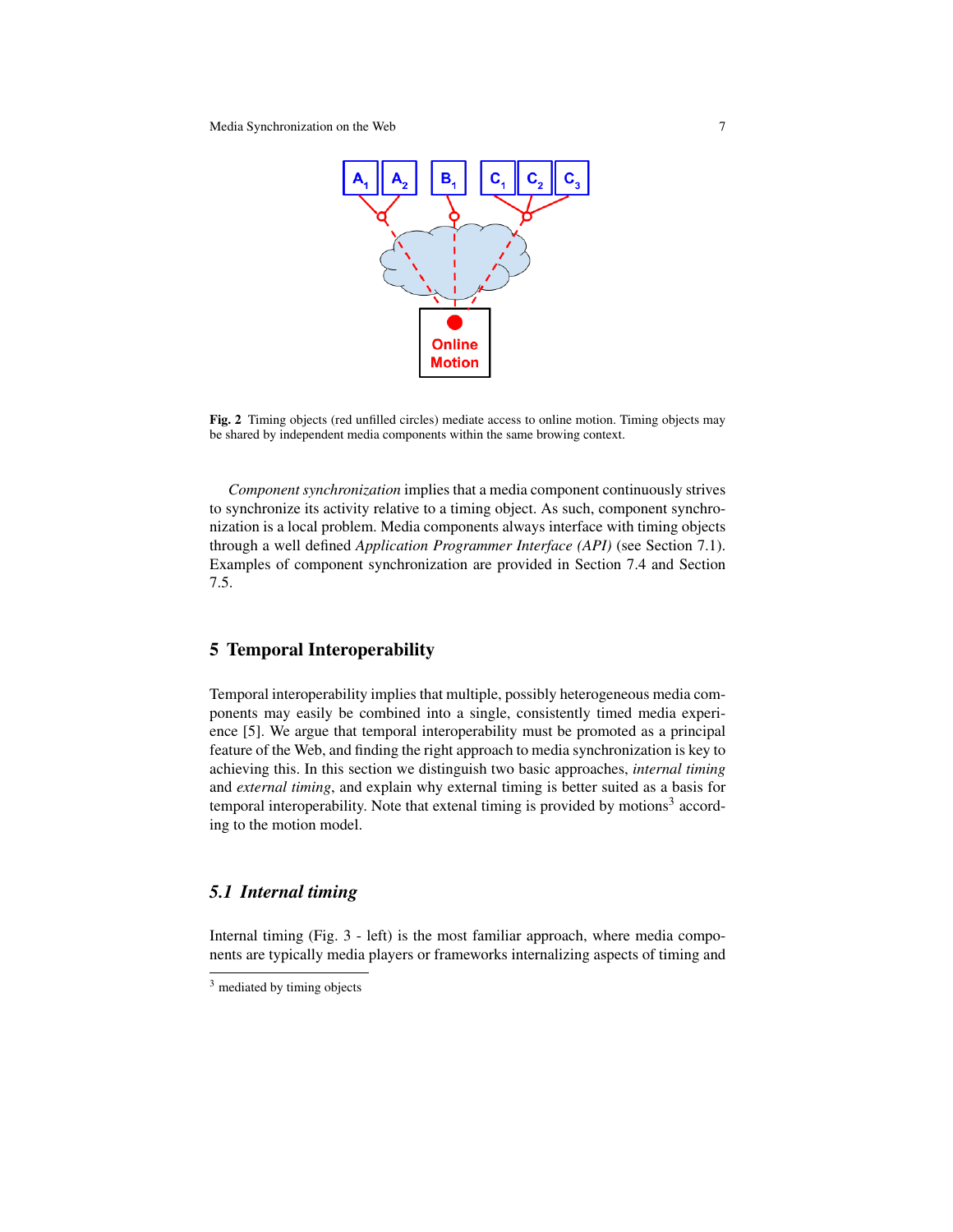**Fig. 2** Timing objects (red unfilled circles) mediate access to online motion. Timing objects may be shared by independent media components within the same browing context.

*Component synchronization* implies that a media component continuously strives to synchronize its activity relative to a timing object. As such, component synchronization is a local problem. Media components always interface with timing objects through a well defined *Application Programmer Interface (API)* (see Section 7.1). Examples of component synchronization are provided in Section 7.4 and Section 7.5.

## 5 Temporal Interoperability

Temporal interoperability implies that multiple, possibly heterogeneous media components may easily be combined into a single, consistently timed media experience [5]. We argue that temporal interoperability must be promoted as a principal feature of the Web, and finding the right approach to media synchronization is key to achieving this. In this section we distinguish two basic approaches, *internal timing* and *external timing*, and explain why external timing is better suited as a basis for temporal interoperability. Note that extenal timing is provided by motions[3] according to the motion model.

### *5.1 Internal timing*

Internal timing (Fig. 3 - left) is the most familiar approach, where media components are typically media players or frameworks internalizing aspects of timing and

[3] mediated by timing objects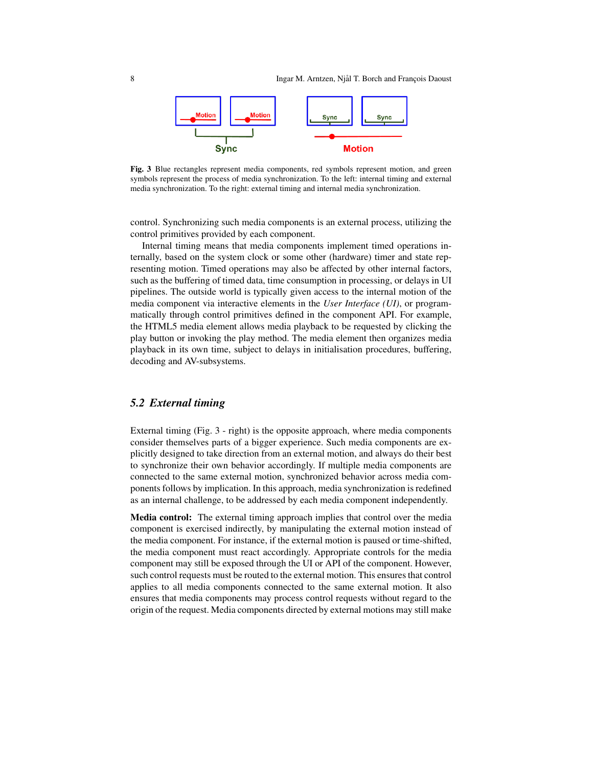Motion

Motion

Sync

Sync

Sync

Motion

**Fig. 3** Blue rectangles represent media components, red symbols represent motion, and green symbols represent the process of media synchronization. To the left: internal timing and external media synchronization. To the right: external timing and internal media synchronization.

control. Synchronizing such media components is an external process, utilizing the control primitives provided by each component.

Internal timing means that media components implement timed operations internally, based on the system clock or some other (hardware) timer and state representing motion. Timed operations may also be affected by other internal factors, such as the buffering of timed data, time consumption in processing, or delays in UI pipelines. The outside world is typically given access to the internal motion of the media component via interactive elements in the *User Interface (UI)*, or programmatically through control primitives defined in the component API. For example, the HTML5 media element allows media playback to be requested by clicking the play button or invoking the play method. The media element then organizes media playback in its own time, subject to delays in initialisation procedures, buffering, decoding and AV-subsystems.

### *5.2 External timing*

External timing (Fig. 3 - right) is the opposite approach, where media components consider themselves parts of a bigger experience. Such media components are explicitly designed to take direction from an external motion, and always do their best to synchronize their own behavior accordingly. If multiple media components are connected to the same external motion, synchronized behavior across media components follows by implication. In this approach, media synchronization is redefined as an internal challenge, to be addressed by each media component independently.

**Media control:** The external timing approach implies that control over the media component is exercised indirectly, by manipulating the external motion instead of the media component. For instance, if the external motion is paused or time-shifted, the media component must react accordingly. Appropriate controls for the media component may still be exposed through the UI or API of the component. However, such control requests must be routed to the external motion. This ensures that control applies to all media components connected to the same external motion. It also ensures that media components may process control requests without regard to the origin of the request. Media components directed by external motions may still make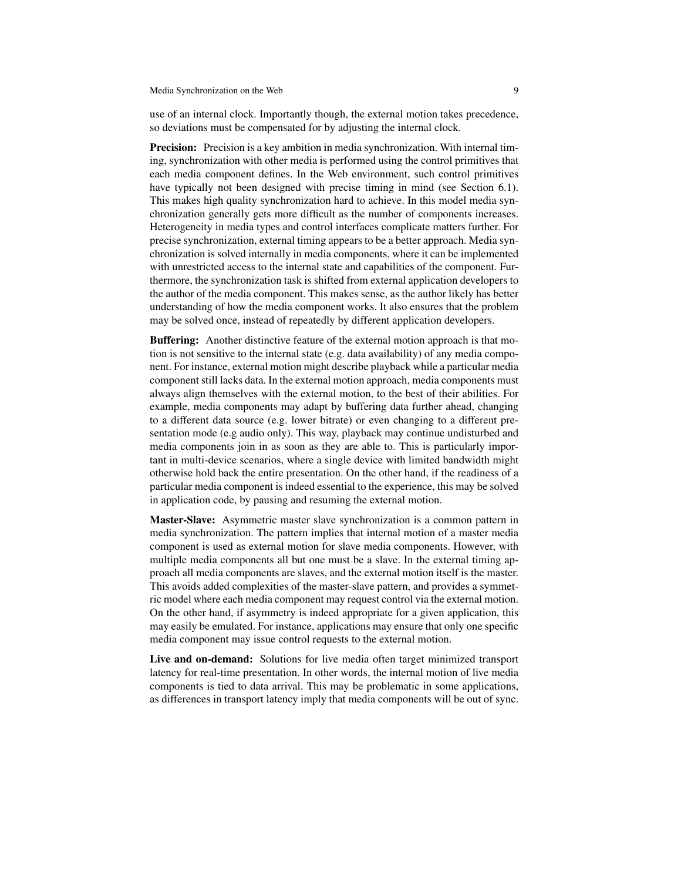use of an internal clock. Importantly though, the external motion takes precedence, so deviations must be compensated for by adjusting the internal clock.

**Precision:** Precision is a key ambition in media synchronization. With internal timing, synchronization with other media is performed using the control primitives that each media component defines. In the Web environment, such control primitives have typically not been designed with precise timing in mind (see Section 6.1). This makes high quality synchronization hard to achieve. In this model media synchronization generally gets more difficult as the number of components increases. Heterogeneity in media types and control interfaces complicate matters further. For precise synchronization, external timing appears to be a better approach. Media synchronization is solved internally in media components, where it can be implemented with unrestricted access to the internal state and capabilities of the component. Furthermore, the synchronization task is shifted from external application developers to the author of the media component. This makes sense, as the author likely has better understanding of how the media component works. It also ensures that the problem may be solved once, instead of repeatedly by different application developers.

**Buffering:** Another distinctive feature of the external motion approach is that motion is not sensitive to the internal state (e.g. data availability) of any media component. For instance, external motion might describe playback while a particular media component still lacks data. In the external motion approach, media components must always align themselves with the external motion, to the best of their abilities. For example, media components may adapt by buffering data further ahead, changing to a different data source (e.g. lower bitrate) or even changing to a different presentation mode (e.g audio only). This way, playback may continue undisturbed and media components join in as soon as they are able to. This is particularly important in multi-device scenarios, where a single device with limited bandwidth might otherwise hold back the entire presentation. On the other hand, if the readiness of a particular media component is indeed essential to the experience, this may be solved in application code, by pausing and resuming the external motion.

**Master-Slave:** Asymmetric master slave synchronization is a common pattern in media synchronization. The pattern implies that internal motion of a master media component is used as external motion for slave media components. However, with multiple media components all but one must be a slave. In the external timing approach all media components are slaves, and the external motion itself is the master. This avoids added complexities of the master-slave pattern, and provides a symmetric model where each media component may request control via the external motion. On the other hand, if asymmetry is indeed appropriate for a given application, this may easily be emulated. For instance, applications may ensure that only one specific media component may issue control requests to the external motion.

**Live and on-demand:** Solutions for live media often target minimized transport latency for real-time presentation. In other words, the internal motion of live media components is tied to data arrival. This may be problematic in some applications, as differences in transport latency imply that media components will be out of sync.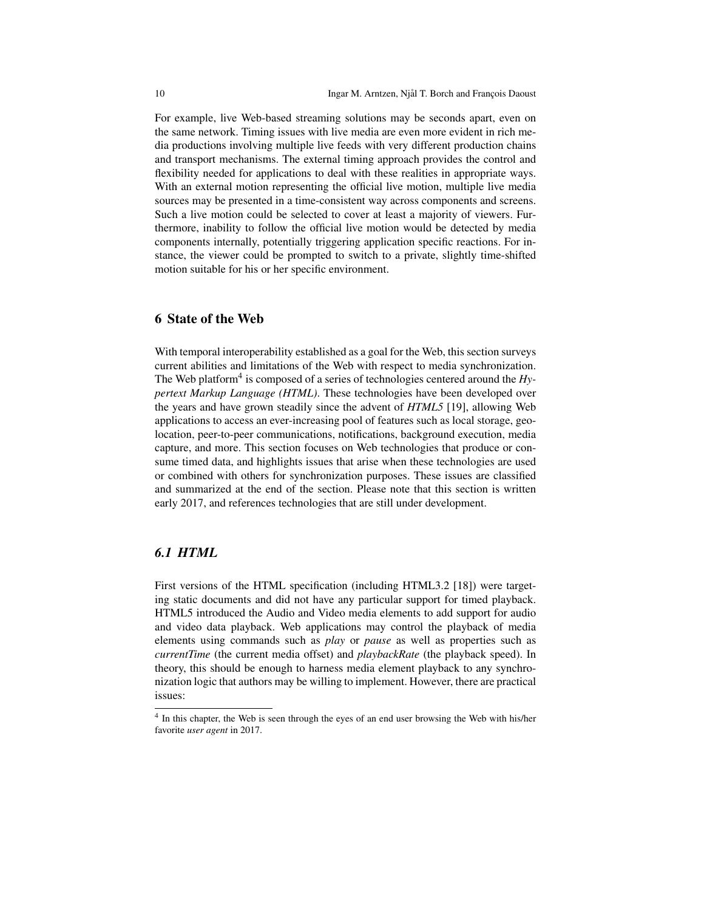For example, live Web-based streaming solutions may be seconds apart, even on the same network. Timing issues with live media are even more evident in rich media productions involving multiple live feeds with very different production chains and transport mechanisms. The external timing approach provides the control and flexibility needed for applications to deal with these realities in appropriate ways. With an external motion representing the official live motion, multiple live media sources may be presented in a time-consistent way across components and screens. Such a live motion could be selected to cover at least a majority of viewers. Furthermore, inability to follow the official live motion would be detected by media components internally, potentially triggering application specific reactions. For instance, the viewer could be prompted to switch to a private, slightly time-shifted motion suitable for his or her specific environment.

## 6 State of the Web

With temporal interoperability established as a goal for the Web, this section surveys current abilities and limitations of the Web with respect to media synchronization. The Web platform[4] is composed of a series of technologies centered around the *Hypertext Markup Language (HTML)*. These technologies have been developed over the years and have grown steadily since the advent of *HTML5* [19], allowing Web applications to access an ever-increasing pool of features such as local storage, geolocation, peer-to-peer communications, notifications, background execution, media capture, and more. This section focuses on Web technologies that produce or consume timed data, and highlights issues that arise when these technologies are used or combined with others for synchronization purposes. These issues are classified and summarized at the end of the section. Please note that this section is written early 2017, and references technologies that are still under development.

### *6.1 HTML*

First versions of the HTML specification (including HTML3.2 [18]) were targeting static documents and did not have any particular support for timed playback. HTML5 introduced the Audio and Video media elements to add support for audio and video data playback. Web applications may control the playback of media elements using commands such as *play* or *pause* as well as properties such as *currentTime* (the current media offset) and *playbackRate* (the playback speed). In theory, this should be enough to harness media element playback to any synchronization logic that authors may be willing to implement. However, there are practical issues:

[4] In this chapter, the Web is seen through the eyes of an end user browsing the Web with his/her favorite *user agent* in 2017.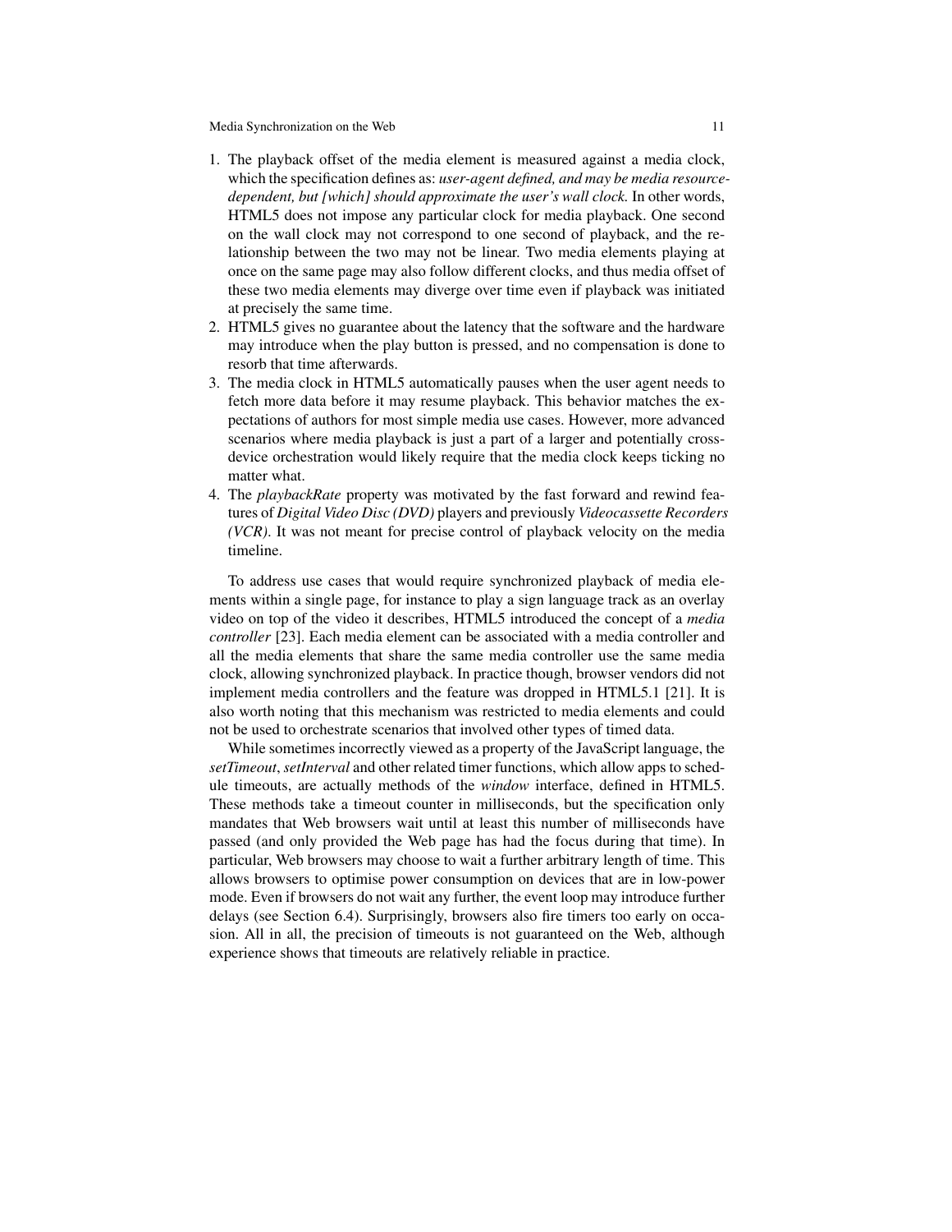1. The playback offset of the media element is measured against a media clock, which the specification defines as: *user-agent defined, and may be media resource-dependent, but [which] should approximate the user's wall clock.* In other words, HTML5 does not impose any particular clock for media playback. One second on the wall clock may not correspond to one second of playback, and the relationship between the two may not be linear. Two media elements playing at once on the same page may also follow different clocks, and thus media offset of these two media elements may diverge over time even if playback was initiated at precisely the same time.
2. HTML5 gives no guarantee about the latency that the software and the hardware may introduce when the play button is pressed, and no compensation is done to resorb that time afterwards.
3. The media clock in HTML5 automatically pauses when the user agent needs to fetch more data before it may resume playback. This behavior matches the expectations of authors for most simple media use cases. However, more advanced scenarios where media playback is just a part of a larger and potentially cross-device orchestration would likely require that the media clock keeps ticking no matter what.
4. The *playbackRate* property was motivated by the fast forward and rewind features of *Digital Video Disc (DVD)* players and previously *Videocassette Recorders (VCR)*. It was not meant for precise control of playback velocity on the media timeline.

To address use cases that would require synchronized playback of media elements within a single page, for instance to play a sign language track as an overlay video on top of the video it describes, HTML5 introduced the concept of a *media controller* [23]. Each media element can be associated with a media controller and all the media elements that share the same media controller use the same media clock, allowing synchronized playback. In practice though, browser vendors did not implement media controllers and the feature was dropped in HTML5.1 [21]. It is also worth noting that this mechanism was restricted to media elements and could not be used to orchestrate scenarios that involved other types of timed data.

While sometimes incorrectly viewed as a property of the JavaScript language, the *setTimeout*, *setInterval* and other related timer functions, which allow apps to schedule timeouts, are actually methods of the *window* interface, defined in HTML5. These methods take a timeout counter in milliseconds, but the specification only mandates that Web browsers wait until at least this number of milliseconds have passed (and only provided the Web page has had the focus during that time). In particular, Web browsers may choose to wait a further arbitrary length of time. This allows browsers to optimise power consumption on devices that are in low-power mode. Even if browsers do not wait any further, the event loop may introduce further delays (see Section 6.4). Surprisingly, browsers also fire timers too early on occasion. All in all, the precision of timeouts is not guaranteed on the Web, although experience shows that timeouts are relatively reliable in practice.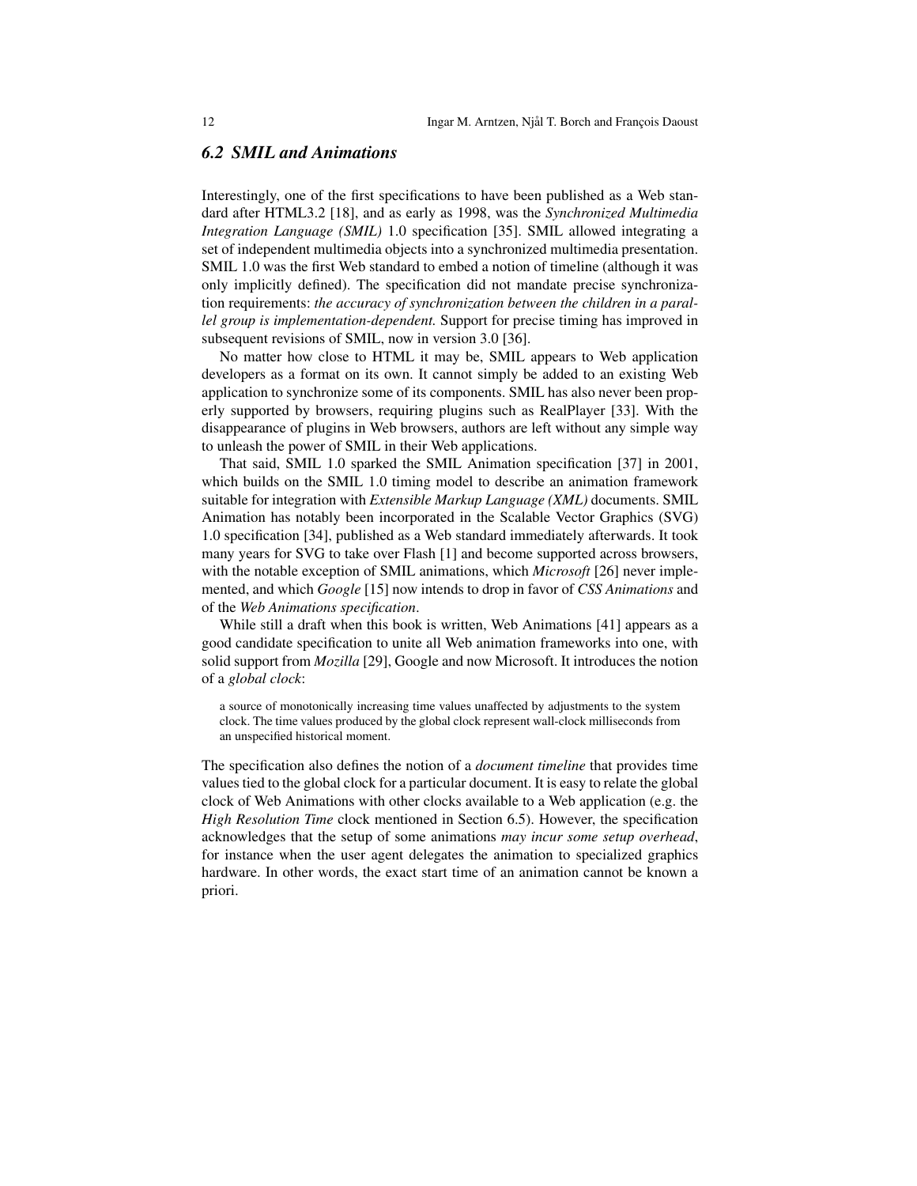### 6.2 SMIL and Animations

Interestingly, one of the first specifications to have been published as a Web standard after HTML3.2 [18], and as early as 1998, was the *Synchronized Multimedia Integration Language (SMIL)* 1.0 specification [35]. SMIL allowed integrating a set of independent multimedia objects into a synchronized multimedia presentation. SMIL 1.0 was the first Web standard to embed a notion of timeline (although it was only implicitly defined). The specification did not mandate precise synchronization requirements: *the accuracy of synchronization between the children in a parallel group is implementation-dependent.* Support for precise timing has improved in subsequent revisions of SMIL, now in version 3.0 [36].

No matter how close to HTML it may be, SMIL appears to Web application developers as a format on its own. It cannot simply be added to an existing Web application to synchronize some of its components. SMIL has also never been properly supported by browsers, requiring plugins such as RealPlayer [33]. With the disappearance of plugins in Web browsers, authors are left without any simple way to unleash the power of SMIL in their Web applications.

That said, SMIL 1.0 sparked the SMIL Animation specification [37] in 2001, which builds on the SMIL 1.0 timing model to describe an animation framework suitable for integration with *Extensible Markup Language (XML)* documents. SMIL Animation has notably been incorporated in the Scalable Vector Graphics (SVG) 1.0 specification [34], published as a Web standard immediately afterwards. It took many years for SVG to take over Flash [1] and become supported across browsers, with the notable exception of SMIL animations, which *Microsoft* [26] never implemented, and which *Google* [15] now intends to drop in favor of *CSS Animations* and of the *Web Animations specification*.

While still a draft when this book is written, Web Animations [41] appears as a good candidate specification to unite all Web animation frameworks into one, with solid support from *Mozilla* [29], Google and now Microsoft. It introduces the notion of a *global clock*:

> a source of monotonically increasing time values unaffected by adjustments to the system clock. The time values produced by the global clock represent wall-clock milliseconds from an unspecified historical moment.

The specification also defines the notion of a *document timeline* that provides time values tied to the global clock for a particular document. It is easy to relate the global clock of Web Animations with other clocks available to a Web application (e.g. the *High Resolution Time* clock mentioned in Section 6.5). However, the specification acknowledges that the setup of some animations *may incur some setup overhead*, for instance when the user agent delegates the animation to specialized graphics hardware. In other words, the exact start time of an animation cannot be known a priori.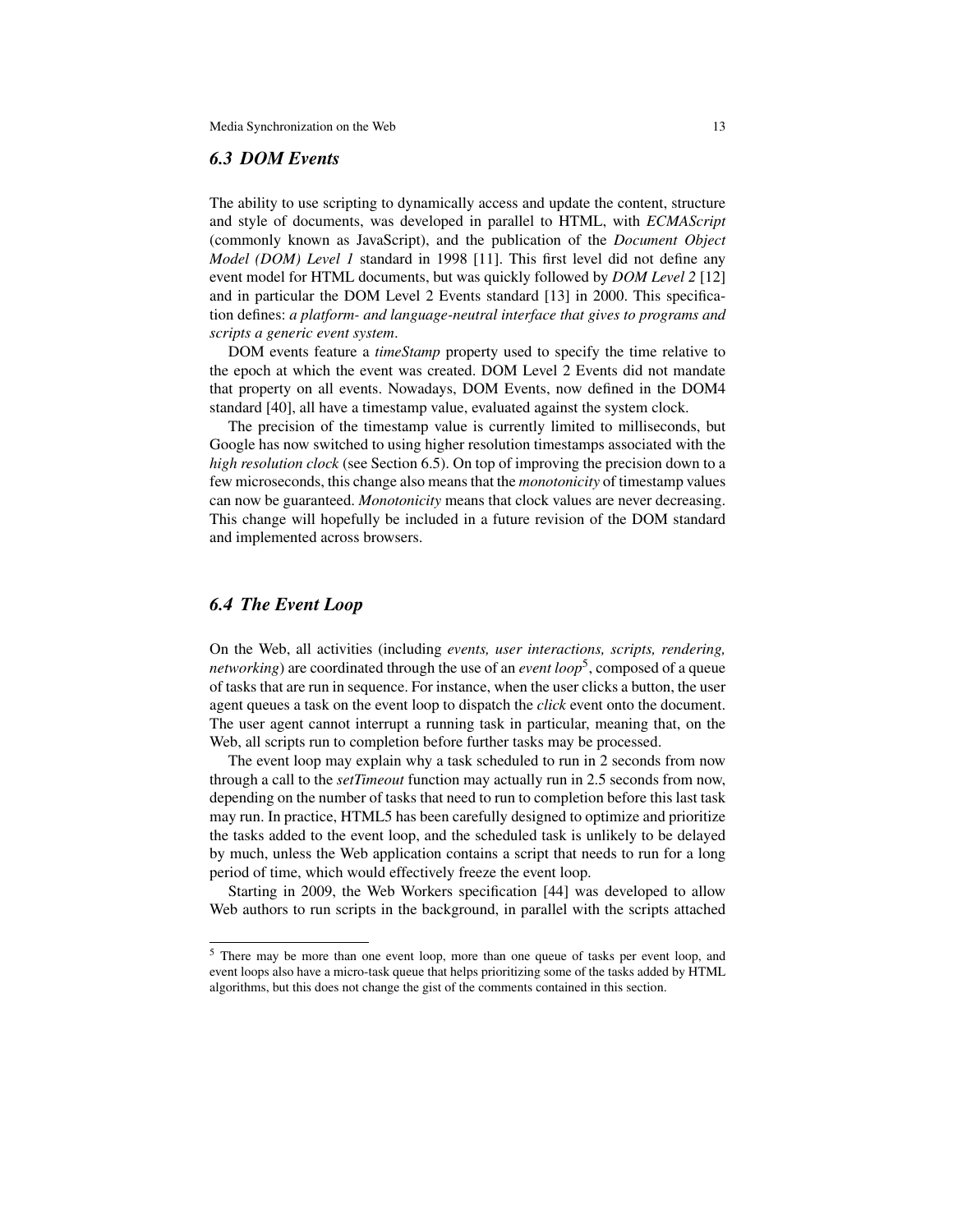### *6.3 DOM Events*

The ability to use scripting to dynamically access and update the content, structure and style of documents, was developed in parallel to HTML, with *ECMAScript* (commonly known as JavaScript), and the publication of the *Document Object Model (DOM) Level 1* standard in 1998 [11]. This first level did not define any event model for HTML documents, but was quickly followed by *DOM Level 2* [12] and in particular the DOM Level 2 Events standard [13] in 2000. This specification defines: *a platform- and language-neutral interface that gives to programs and scripts a generic event system*.

DOM events feature a *timeStamp* property used to specify the time relative to the epoch at which the event was created. DOM Level 2 Events did not mandate that property on all events. Nowadays, DOM Events, now defined in the DOM4 standard [40], all have a timestamp value, evaluated against the system clock.

The precision of the timestamp value is currently limited to milliseconds, but Google has now switched to using higher resolution timestamps associated with the *high resolution clock* (see Section 6.5). On top of improving the precision down to a few microseconds, this change also means that the *monotonicity* of timestamp values can now be guaranteed. *Monotonicity* means that clock values are never decreasing. This change will hopefully be included in a future revision of the DOM standard and implemented across browsers.

### *6.4 The Event Loop*

On the Web, all activities (including *events, user interactions, scripts, rendering, networking*) are coordinated through the use of an *event loop*[5], composed of a queue of tasks that are run in sequence. For instance, when the user clicks a button, the user agent queues a task on the event loop to dispatch the *click* event onto the document. The user agent cannot interrupt a running task in particular, meaning that, on the Web, all scripts run to completion before further tasks may be processed.

The event loop may explain why a task scheduled to run in 2 seconds from now through a call to the *setTimeout* function may actually run in 2.5 seconds from now, depending on the number of tasks that need to run to completion before this last task may run. In practice, HTML5 has been carefully designed to optimize and prioritize the tasks added to the event loop, and the scheduled task is unlikely to be delayed by much, unless the Web application contains a script that needs to run for a long period of time, which would effectively freeze the event loop.

Starting in 2009, the Web Workers specification [44] was developed to allow Web authors to run scripts in the background, in parallel with the scripts attached

---

[5] There may be more than one event loop, more than one queue of tasks per event loop, and event loops also have a micro-task queue that helps prioritizing some of the tasks added by HTML algorithms, but this does not change the gist of the comments contained in this section.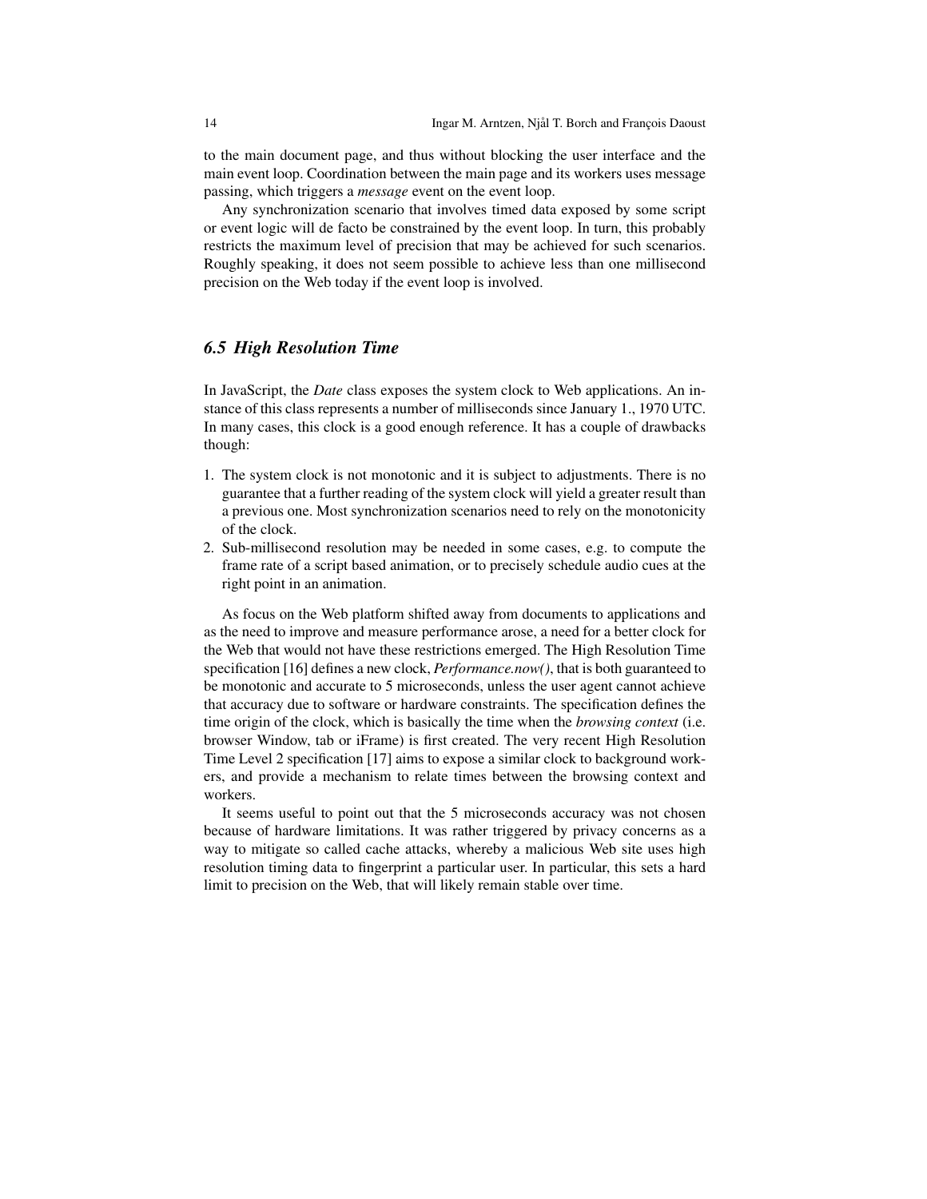to the main document page, and thus without blocking the user interface and the main event loop. Coordination between the main page and its workers uses message passing, which triggers a *message* event on the event loop.

Any synchronization scenario that involves timed data exposed by some script or event logic will de facto be constrained by the event loop. In turn, this probably restricts the maximum level of precision that may be achieved for such scenarios. Roughly speaking, it does not seem possible to achieve less than one millisecond precision on the Web today if the event loop is involved.

## *6.5 High Resolution Time*

In JavaScript, the *Date* class exposes the system clock to Web applications. An instance of this class represents a number of milliseconds since January 1., 1970 UTC. In many cases, this clock is a good enough reference. It has a couple of drawbacks though:

1. The system clock is not monotonic and it is subject to adjustments. There is no guarantee that a further reading of the system clock will yield a greater result than a previous one. Most synchronization scenarios need to rely on the monotonicity of the clock.
2. Sub-millisecond resolution may be needed in some cases, e.g. to compute the frame rate of a script based animation, or to precisely schedule audio cues at the right point in an animation.

As focus on the Web platform shifted away from documents to applications and as the need to improve and measure performance arose, a need for a better clock for the Web that would not have these restrictions emerged. The High Resolution Time specification [16] defines a new clock, *Performance.now()*, that is both guaranteed to be monotonic and accurate to 5 microseconds, unless the user agent cannot achieve that accuracy due to software or hardware constraints. The specification defines the time origin of the clock, which is basically the time when the *browsing context* (i.e. browser Window, tab or iFrame) is first created. The very recent High Resolution Time Level 2 specification [17] aims to expose a similar clock to background workers, and provide a mechanism to relate times between the browsing context and workers.

It seems useful to point out that the 5 microseconds accuracy was not chosen because of hardware limitations. It was rather triggered by privacy concerns as a way to mitigate so called cache attacks, whereby a malicious Web site uses high resolution timing data to fingerprint a particular user. In particular, this sets a hard limit to precision on the Web, that will likely remain stable over time.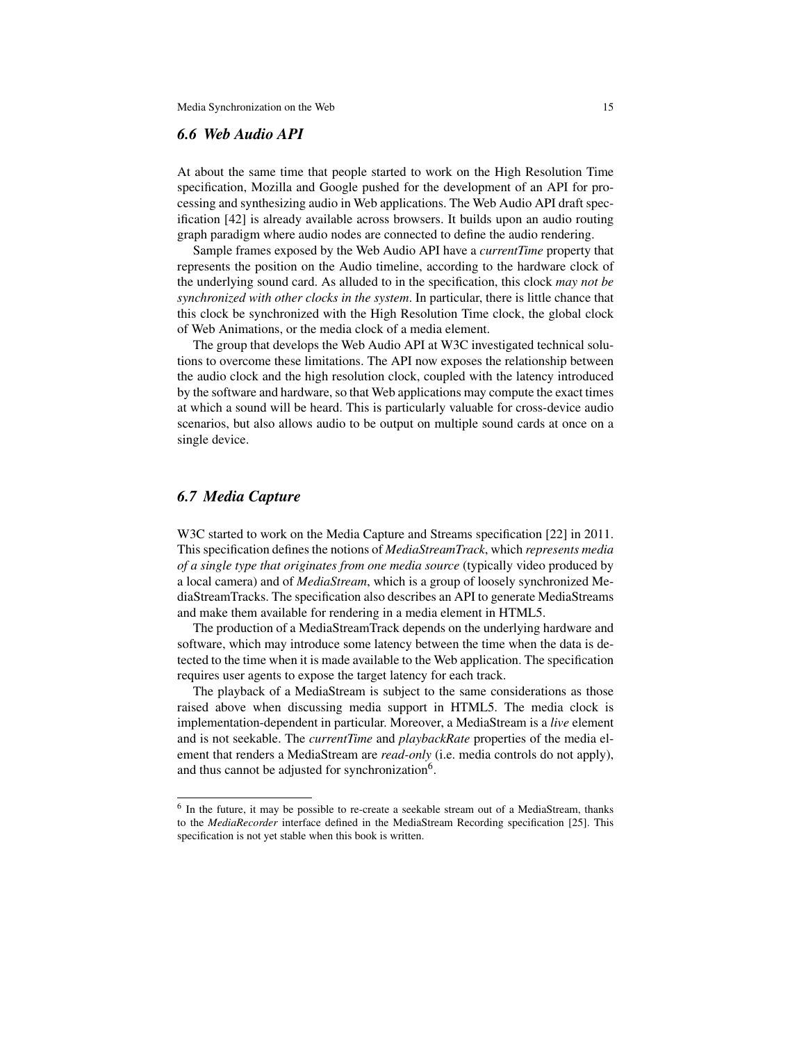### *6.6 Web Audio API*

At about the same time that people started to work on the High Resolution Time specification, Mozilla and Google pushed for the development of an API for processing and synthesizing audio in Web applications. The Web Audio API draft specification [42] is already available across browsers. It builds upon an audio routing graph paradigm where audio nodes are connected to define the audio rendering.

Sample frames exposed by the Web Audio API have a *currentTime* property that represents the position on the Audio timeline, according to the hardware clock of the underlying sound card. As alluded to in the specification, this clock *may not be synchronized with other clocks in the system*. In particular, there is little chance that this clock be synchronized with the High Resolution Time clock, the global clock of Web Animations, or the media clock of a media element.

The group that develops the Web Audio API at W3C investigated technical solutions to overcome these limitations. The API now exposes the relationship between the audio clock and the high resolution clock, coupled with the latency introduced by the software and hardware, so that Web applications may compute the exact times at which a sound will be heard. This is particularly valuable for cross-device audio scenarios, but also allows audio to be output on multiple sound cards at once on a single device.

### *6.7 Media Capture*

W3C started to work on the Media Capture and Streams specification [22] in 2011. This specification defines the notions of *MediaStreamTrack*, which *represents media of a single type that originates from one media source* (typically video produced by a local camera) and of *MediaStream*, which is a group of loosely synchronized MediaStreamTracks. The specification also describes an API to generate MediaStreams and make them available for rendering in a media element in HTML5.

The production of a MediaStreamTrack depends on the underlying hardware and software, which may introduce some latency between the time when the data is detected to the time when it is made available to the Web application. The specification requires user agents to expose the target latency for each track.

The playback of a MediaStream is subject to the same considerations as those raised above when discussing media support in HTML5. The media clock is implementation-dependent in particular. Moreover, a MediaStream is a *live* element and is not seekable. The *currentTime* and *playbackRate* properties of the media element that renders a MediaStream are *read-only* (i.e. media controls do not apply), and thus cannot be adjusted for synchronization[6].

[6] In the future, it may be possible to re-create a seekable stream out of a MediaStream, thanks to the *MediaRecorder* interface defined in the MediaStream Recording specification [25]. This specification is not yet stable when this book is written.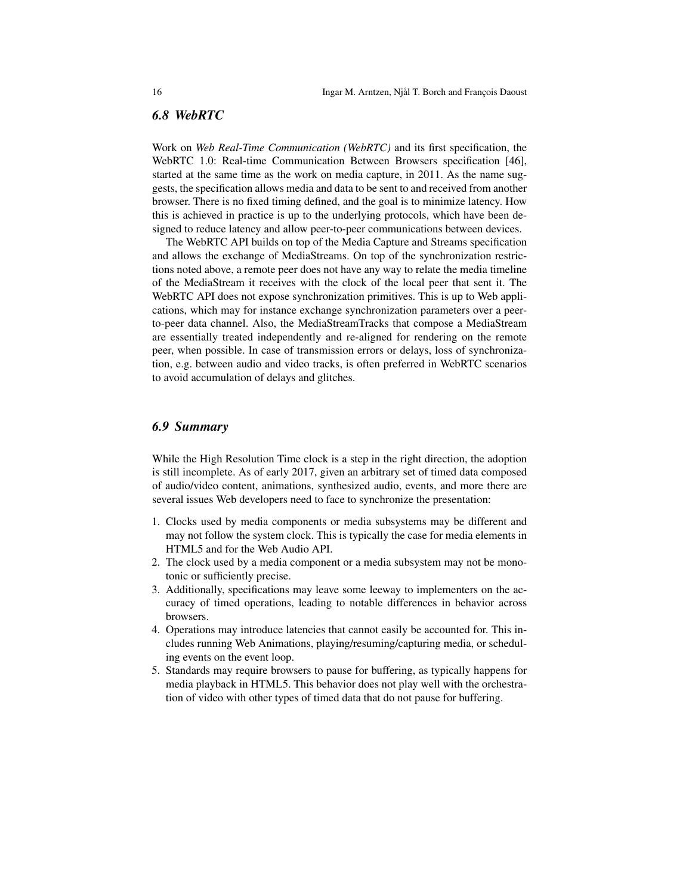### 6.8 WebRTC

Work on *Web Real-Time Communication (WebRTC)* and its first specification, the WebRTC 1.0: Real-time Communication Between Browsers specification [46], started at the same time as the work on media capture, in 2011. As the name suggests, the specification allows media and data to be sent to and received from another browser. There is no fixed timing defined, and the goal is to minimize latency. How this is achieved in practice is up to the underlying protocols, which have been designed to reduce latency and allow peer-to-peer communications between devices.

The WebRTC API builds on top of the Media Capture and Streams specification and allows the exchange of MediaStreams. On top of the synchronization restrictions noted above, a remote peer does not have any way to relate the media timeline of the MediaStream it receives with the clock of the local peer that sent it. The WebRTC API does not expose synchronization primitives. This is up to Web applications, which may for instance exchange synchronization parameters over a peer-to-peer data channel. Also, the MediaStreamTracks that compose a MediaStream are essentially treated independently and re-aligned for rendering on the remote peer, when possible. In case of transmission errors or delays, loss of synchronization, e.g. between audio and video tracks, is often preferred in WebRTC scenarios to avoid accumulation of delays and glitches.

### 6.9 Summary

While the High Resolution Time clock is a step in the right direction, the adoption is still incomplete. As of early 2017, given an arbitrary set of timed data composed of audio/video content, animations, synthesized audio, events, and more there are several issues Web developers need to face to synchronize the presentation:

1. Clocks used by media components or media subsystems may be different and may not follow the system clock. This is typically the case for media elements in HTML5 and for the Web Audio API.
2. The clock used by a media component or a media subsystem may not be monotonic or sufficiently precise.
3. Additionally, specifications may leave some leeway to implementers on the accuracy of timed operations, leading to notable differences in behavior across browsers.
4. Operations may introduce latencies that cannot easily be accounted for. This includes running Web Animations, playing/resuming/capturing media, or scheduling events on the event loop.
5. Standards may require browsers to pause for buffering, as typically happens for media playback in HTML5. This behavior does not play well with the orchestration of video with other types of timed data that do not pause for buffering.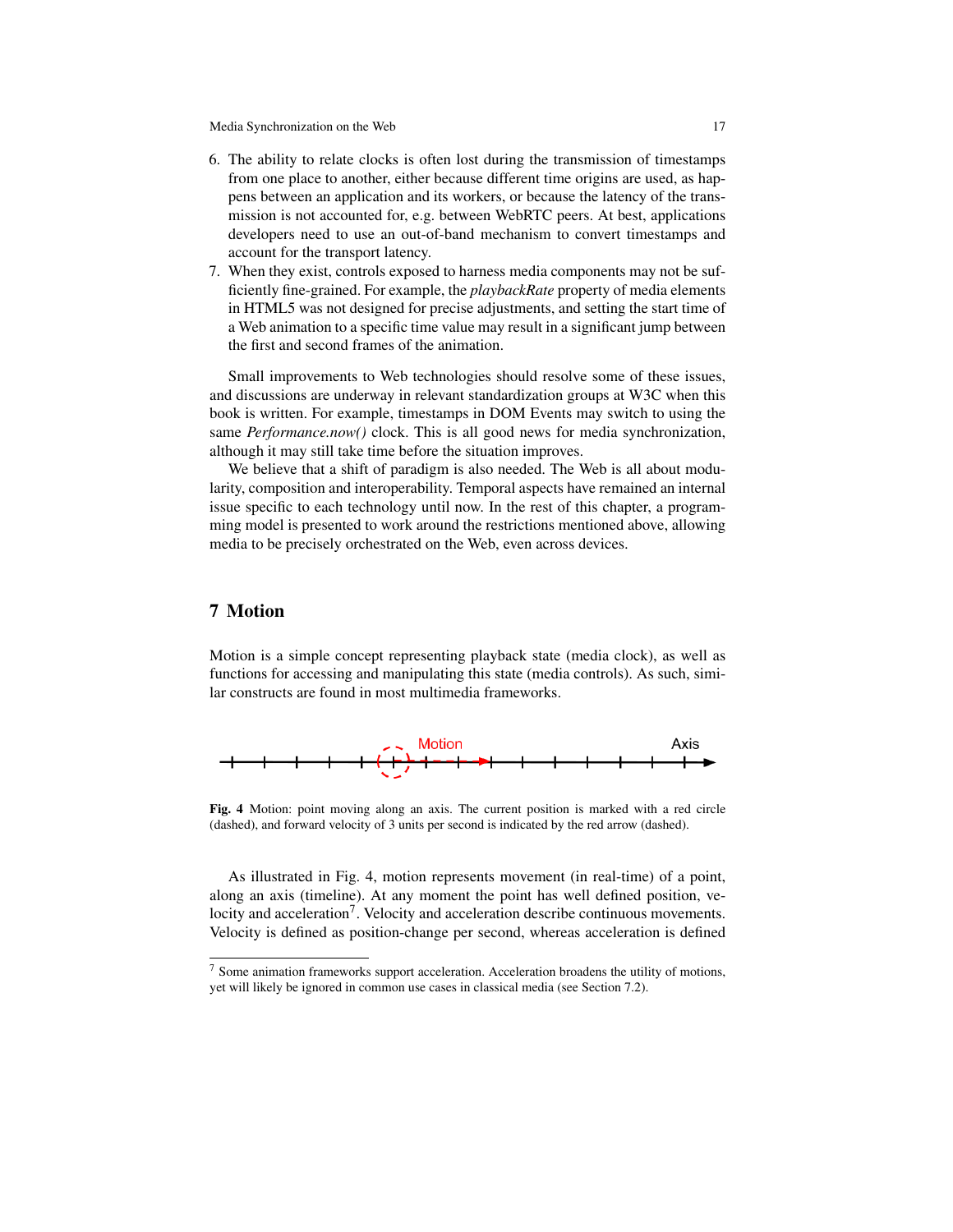6. The ability to relate clocks is often lost during the transmission of timestamps from one place to another, either because different time origins are used, as happens between an application and its workers, or because the latency of the transmission is not accounted for, e.g. between WebRTC peers. At best, applications developers need to use an out-of-band mechanism to convert timestamps and account for the transport latency.
7. When they exist, controls exposed to harness media components may not be sufficiently fine-grained. For example, the *playbackRate* property of media elements in HTML5 was not designed for precise adjustments, and setting the start time of a Web animation to a specific time value may result in a significant jump between the first and second frames of the animation.

Small improvements to Web technologies should resolve some of these issues, and discussions are underway in relevant standardization groups at W3C when this book is written. For example, timestamps in DOM Events may switch to using the same *Performance.now()* clock. This is all good news for media synchronization, although it may still take time before the situation improves.

We believe that a shift of paradigm is also needed. The Web is all about modularity, composition and interoperability. Temporal aspects have remained an internal issue specific to each technology until now. In the rest of this chapter, a programming model is presented to work around the restrictions mentioned above, allowing media to be precisely orchestrated on the Web, even across devices.

## 7 Motion

Motion is a simple concept representing playback state (media clock), as well as functions for accessing and manipulating this state (media controls). As such, similar constructs are found in most multimedia frameworks.

Motion

Axis

**Fig. 4** Motion: point moving along an axis. The current position is marked with a red circle (dashed), and forward velocity of 3 units per second is indicated by the red arrow (dashed).

As illustrated in Fig. 4, motion represents movement (in real-time) of a point, along an axis (timeline). At any moment the point has well defined position, velocity and acceleration[7]. Velocity and acceleration describe continuous movements. Velocity is defined as position-change per second, whereas acceleration is defined

[7] Some animation frameworks support acceleration. Acceleration broadens the utility of motions, yet will likely be ignored in common use cases in classical media (see Section 7.2).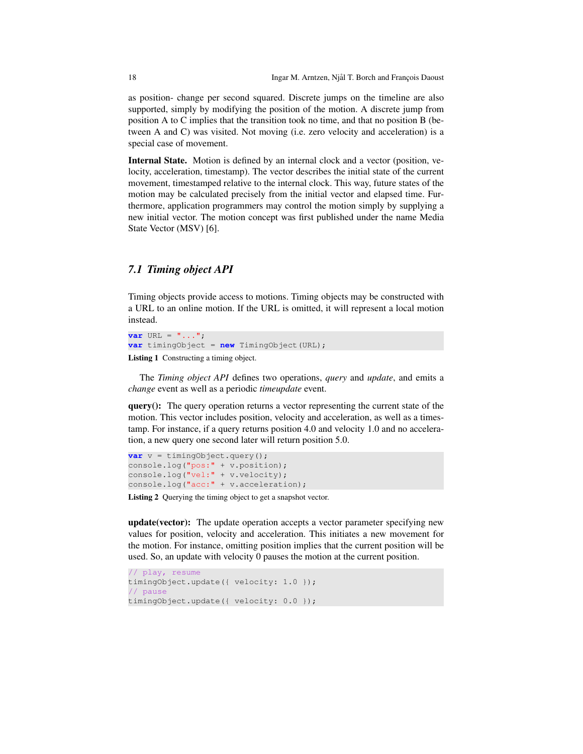as position- change per second squared. Discrete jumps on the timeline are also supported, simply by modifying the position of the motion. A discrete jump from position A to C implies that the transition took no time, and that no position B (between A and C) was visited. Not moving (i.e. zero velocity and acceleration) is a special case of movement.

**Internal State.** Motion is defined by an internal clock and a vector (position, velocity, acceleration, timestamp). The vector describes the initial state of the current movement, timestamped relative to the internal clock. This way, future states of the motion may be calculated precisely from the initial vector and elapsed time. Furthermore, application programmers may control the motion simply by supplying a new initial vector. The motion concept was first published under the name Media State Vector (MSV) [6].

### *7.1 Timing object API*

Timing objects provide access to motions. Timing objects may be constructed with a URL to an online motion. If the URL is omitted, it will represent a local motion instead.

```
var URL = "...";
var timingObject = new TimingObject(URL);
```

**Listing 1** Constructing a timing object.

The *Timing object API* defines two operations, *query* and *update*, and emits a *change* event as well as a periodic *timeupdate* event.

**query():** The query operation returns a vector representing the current state of the motion. This vector includes position, velocity and acceleration, as well as a timestamp. For instance, if a query returns position 4.0 and velocity 1.0 and no acceleration, a new query one second later will return position 5.0.

```
var v = timingObject.query();
console.log("pos:" + v.position);
console.log("vel:" + v.velocity);
console.log("acc:" + v.acceleration);
```

**Listing 2** Querying the timing object to get a snapshot vector.

**update(vector):** The update operation accepts a vector parameter specifying new values for position, velocity and acceleration. This initiates a new movement for the motion. For instance, omitting position implies that the current position will be used. So, an update with velocity 0 pauses the motion at the current position.

```
// play, resume
timingObject.update({ velocity: 1.0 });
// pause
timingObject.update({ velocity: 0.0 });
```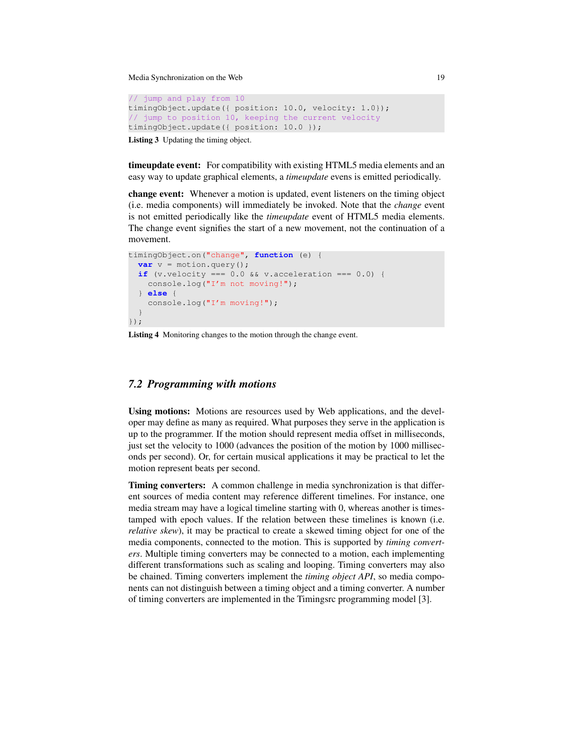```
// jump and play from 10
timingObject.update({ position: 10.0, velocity: 1.0});
// jump to position 10, keeping the current velocity
timingObject.update({ position: 10.0 });
```

**Listing 3** Updating the timing object.

**timeupdate event:** For compatibility with existing HTML5 media elements and an easy way to update graphical elements, a *timeupdate* evens is emitted periodically.

**change event:** Whenever a motion is updated, event listeners on the timing object (i.e. media components) will immediately be invoked. Note that the *change* event is not emitted periodically like the *timeupdate* event of HTML5 media elements. The change event signifies the start of a new movement, not the continuation of a movement.

```
timingObject.on("change", function (e) {
  var v = motion.query();
  if (v.velocity === 0.0 && v.acceleration === 0.0) {
    console.log("I'm not moving!");
  } else {
    console.log("I'm moving!");
  }
});
```

**Listing 4** Monitoring changes to the motion through the change event.

## 7.2 Programming with motions

**Using motions:** Motions are resources used by Web applications, and the developer may define as many as required. What purposes they serve in the application is up to the programmer. If the motion should represent media offset in milliseconds, just set the velocity to 1000 (advances the position of the motion by 1000 milliseconds per second). Or, for certain musical applications it may be practical to let the motion represent beats per second.

**Timing converters:** A common challenge in media synchronization is that different sources of media content may reference different timelines. For instance, one media stream may have a logical timeline starting with 0, whereas another is timestamped with epoch values. If the relation between these timelines is known (i.e. *relative skew*), it may be practical to create a skewed timing object for one of the media components, connected to the motion. This is supported by *timing converters*. Multiple timing converters may be connected to a motion, each implementing different transformations such as scaling and looping. Timing converters may also be chained. Timing converters implement the *timing object API*, so media components can not distinguish between a timing object and a timing converter. A number of timing converters are implemented in the Timingsrc programming model [3].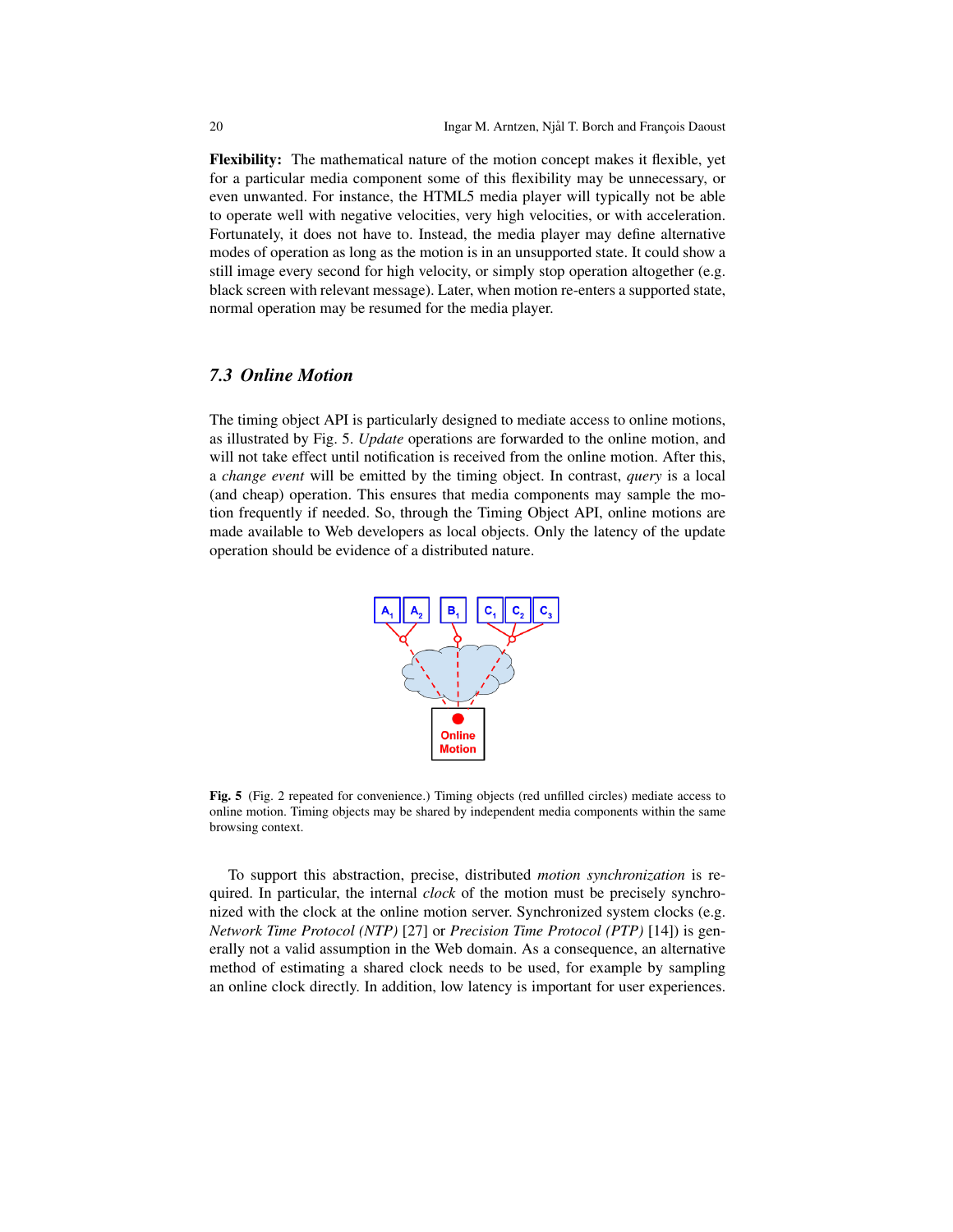**Flexibility:** The mathematical nature of the motion concept makes it flexible, yet for a particular media component some of this flexibility may be unnecessary, or even unwanted. For instance, the HTML5 media player will typically not be able to operate well with negative velocities, very high velocities, or with acceleration. Fortunately, it does not have to. Instead, the media player may define alternative modes of operation as long as the motion is in an unsupported state. It could show a still image every second for high velocity, or simply stop operation altogether (e.g. black screen with relevant message). Later, when motion re-enters a supported state, normal operation may be resumed for the media player.

## 7.3 Online Motion

The timing object API is particularly designed to mediate access to online motions, as illustrated by Fig. 5. *Update* operations are forwarded to the online motion, and will not take effect until notification is received from the online motion. After this, a *change event* will be emitted by the timing object. In contrast, *query* is a local (and cheap) operation. This ensures that media components may sample the motion frequently if needed. So, through the Timing Object API, online motions are made available to Web developers as local objects. Only the latency of the update operation should be evidence of a distributed nature.

**Fig. 5** (Fig. 2 repeated for convenience.) Timing objects (red unfilled circles) mediate access to online motion. Timing objects may be shared by independent media components within the same browsing context.

To support this abstraction, precise, distributed *motion synchronization* is required. In particular, the internal *clock* of the motion must be precisely synchronized with the clock at the online motion server. Synchronized system clocks (e.g. *Network Time Protocol (NTP)* [27] or *Precision Time Protocol (PTP)* [14]) is generally not a valid assumption in the Web domain. As a consequence, an alternative method of estimating a shared clock needs to be used, for example by sampling an online clock directly. In addition, low latency is important for user experiences.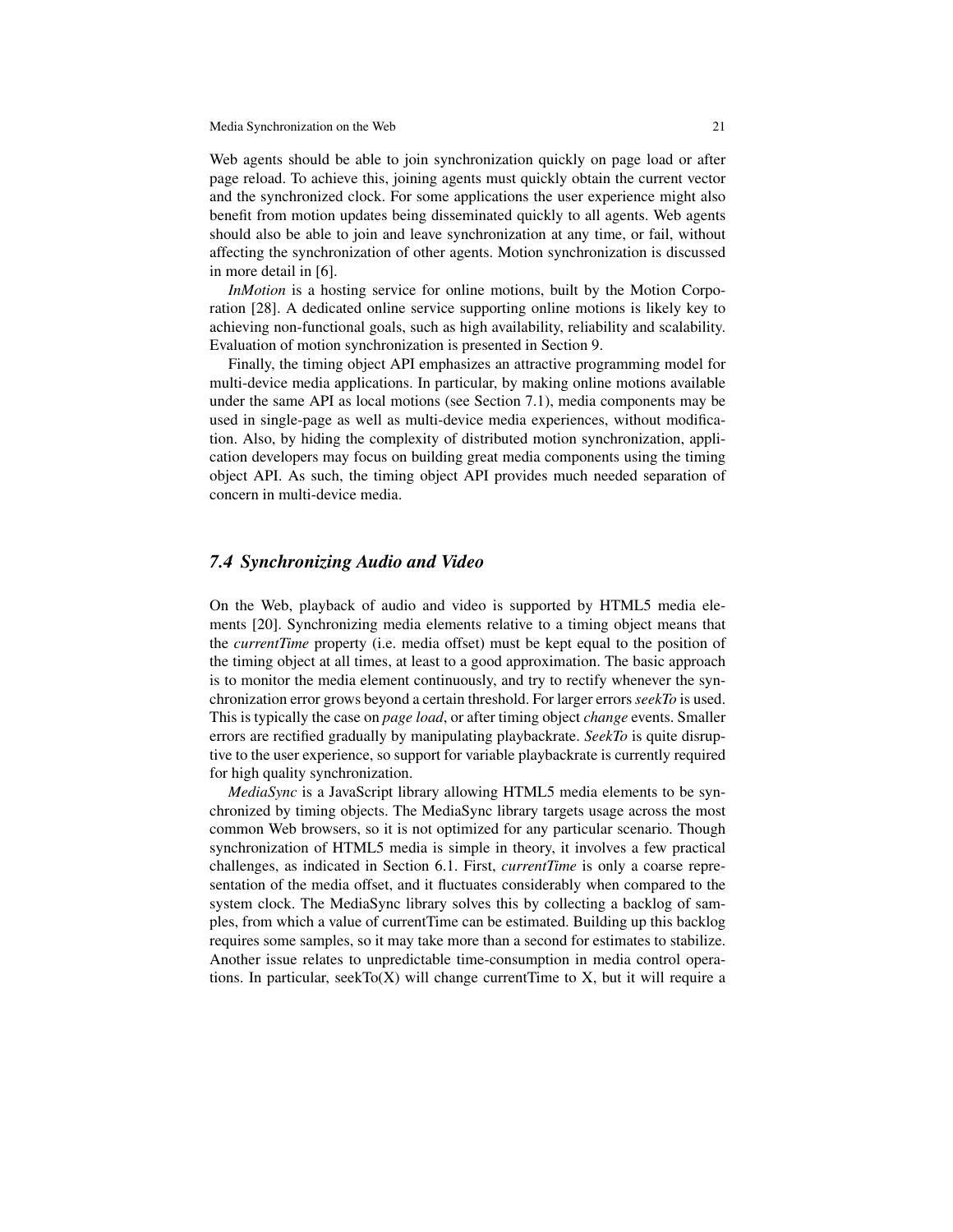Web agents should be able to join synchronization quickly on page load or after page reload. To achieve this, joining agents must quickly obtain the current vector and the synchronized clock. For some applications the user experience might also benefit from motion updates being disseminated quickly to all agents. Web agents should also be able to join and leave synchronization at any time, or fail, without affecting the synchronization of other agents. Motion synchronization is discussed in more detail in [6].

*InMotion* is a hosting service for online motions, built by the Motion Corporation [28]. A dedicated online service supporting online motions is likely key to achieving non-functional goals, such as high availability, reliability and scalability. Evaluation of motion synchronization is presented in Section 9.

Finally, the timing object API emphasizes an attractive programming model for multi-device media applications. In particular, by making online motions available under the same API as local motions (see Section 7.1), media components may be used in single-page as well as multi-device media experiences, without modification. Also, by hiding the complexity of distributed motion synchronization, application developers may focus on building great media components using the timing object API. As such, the timing object API provides much needed separation of concern in multi-device media.

### *7.4 Synchronizing Audio and Video*

On the Web, playback of audio and video is supported by HTML5 media elements [20]. Synchronizing media elements relative to a timing object means that the *currentTime* property (i.e. media offset) must be kept equal to the position of the timing object at all times, at least to a good approximation. The basic approach is to monitor the media element continuously, and try to rectify whenever the synchronization error grows beyond a certain threshold. For larger errors *seekTo* is used. This is typically the case on *page load*, or after timing object *change* events. Smaller errors are rectified gradually by manipulating playbackrate. *SeekTo* is quite disruptive to the user experience, so support for variable playbackrate is currently required for high quality synchronization.

*MediaSync* is a JavaScript library allowing HTML5 media elements to be synchronized by timing objects. The MediaSync library targets usage across the most common Web browsers, so it is not optimized for any particular scenario. Though synchronization of HTML5 media is simple in theory, it involves a few practical challenges, as indicated in Section 6.1. First, *currentTime* is only a coarse representation of the media offset, and it fluctuates considerably when compared to the system clock. The MediaSync library solves this by collecting a backlog of samples, from which a value of currentTime can be estimated. Building up this backlog requires some samples, so it may take more than a second for estimates to stabilize. Another issue relates to unpredictable time-consumption in media control operations. In particular, seekTo(X) will change currentTime to X, but it will require a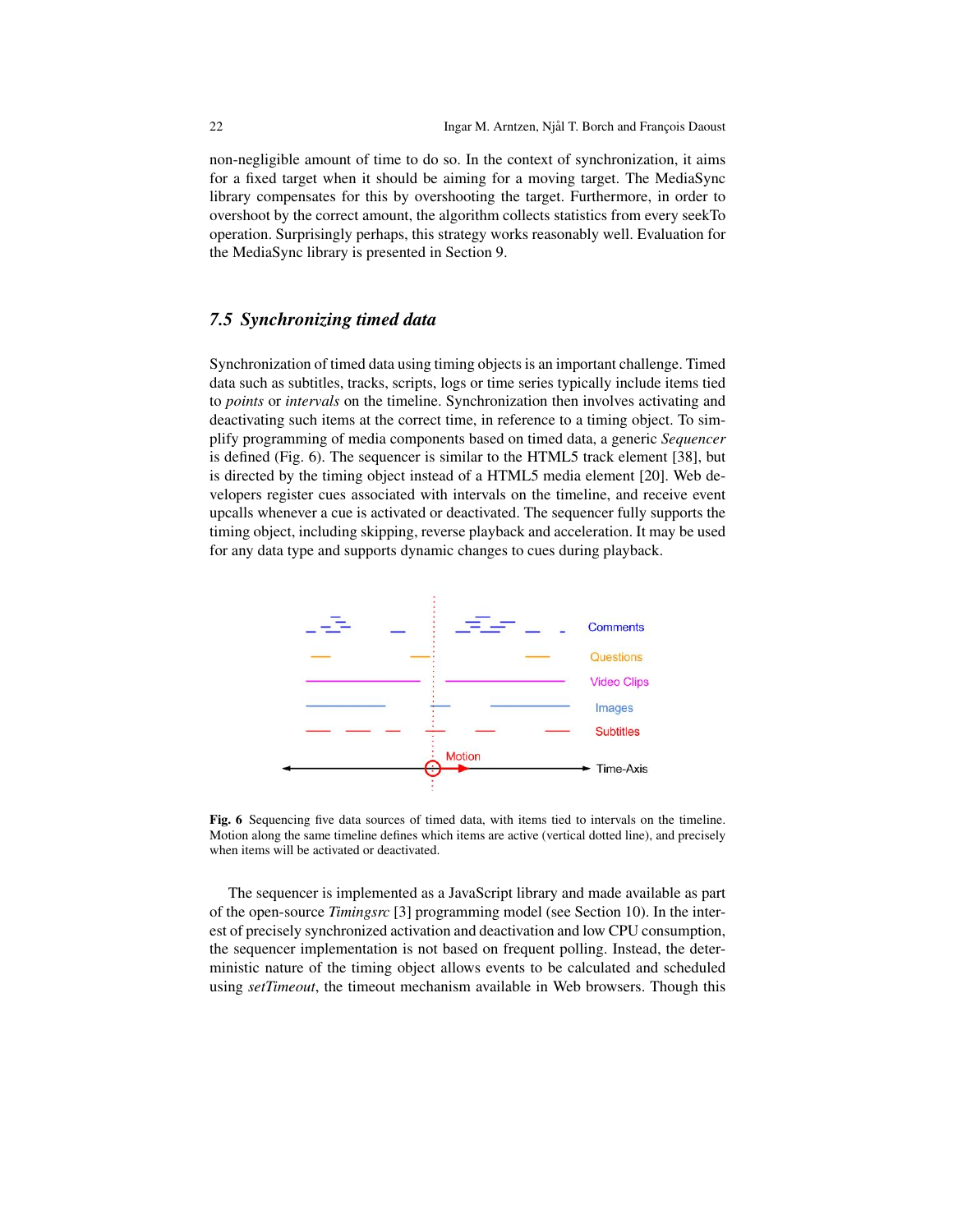non-negligible amount of time to do so. In the context of synchronization, it aims for a fixed target when it should be aiming for a moving target. The MediaSync library compensates for this by overshooting the target. Furthermore, in order to overshoot by the correct amount, the algorithm collects statistics from every seekTo operation. Surprisingly perhaps, this strategy works reasonably well. Evaluation for the MediaSync library is presented in Section 9.

### 7.5 Synchronizing timed data

Synchronization of timed data using timing objects is an important challenge. Timed data such as subtitles, tracks, scripts, logs or time series typically include items tied to *points* or *intervals* on the timeline. Synchronization then involves activating and deactivating such items at the correct time, in reference to a timing object. To simplify programming of media components based on timed data, a generic *Sequencer* is defined (Fig. 6). The sequencer is similar to the HTML5 track element [38], but is directed by the timing object instead of a HTML5 media element [20]. Web developers register cues associated with intervals on the timeline, and receive event upcalls whenever a cue is activated or deactivated. The sequencer fully supports the timing object, including skipping, reverse playback and acceleration. It may be used for any data type and supports dynamic changes to cues during playback.

**Fig. 6** Sequencing five data sources of timed data, with items tied to intervals on the timeline. Motion along the same timeline defines which items are active (vertical dotted line), and precisely when items will be activated or deactivated.

The sequencer is implemented as a JavaScript library and made available as part of the open-source *Timingsrc* [3] programming model (see Section 10). In the interest of precisely synchronized activation and deactivation and low CPU consumption, the sequencer implementation is not based on frequent polling. Instead, the deterministic nature of the timing object allows events to be calculated and scheduled using *setTimeout*, the timeout mechanism available in Web browsers. Though this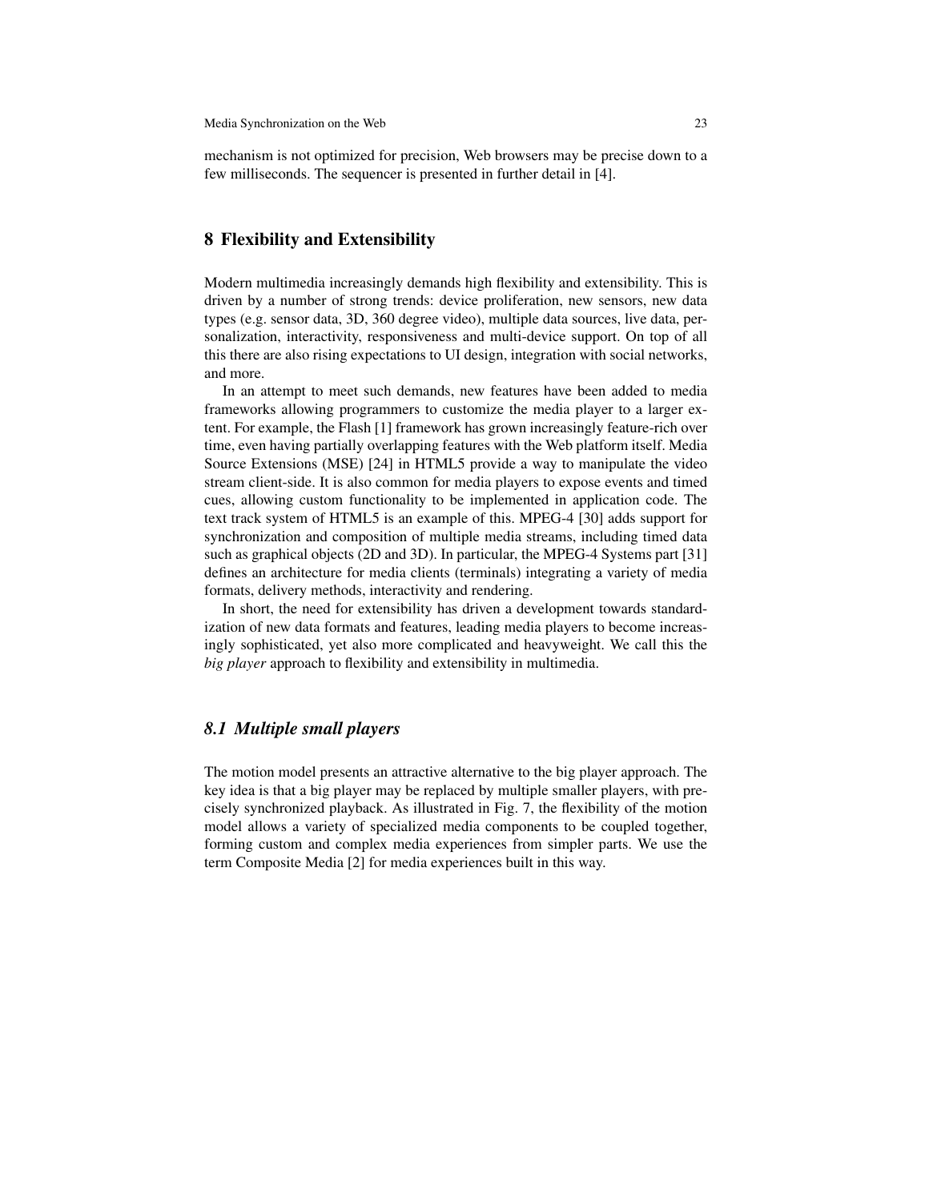mechanism is not optimized for precision, Web browsers may be precise down to a few milliseconds. The sequencer is presented in further detail in [4].

## 8 Flexibility and Extensibility

Modern multimedia increasingly demands high flexibility and extensibility. This is driven by a number of strong trends: device proliferation, new sensors, new data types (e.g. sensor data, 3D, 360 degree video), multiple data sources, live data, personalization, interactivity, responsiveness and multi-device support. On top of all this there are also rising expectations to UI design, integration with social networks, and more.

In an attempt to meet such demands, new features have been added to media frameworks allowing programmers to customize the media player to a larger extent. For example, the Flash [1] framework has grown increasingly feature-rich over time, even having partially overlapping features with the Web platform itself. Media Source Extensions (MSE) [24] in HTML5 provide a way to manipulate the video stream client-side. It is also common for media players to expose events and timed cues, allowing custom functionality to be implemented in application code. The text track system of HTML5 is an example of this. MPEG-4 [30] adds support for synchronization and composition of multiple media streams, including timed data such as graphical objects (2D and 3D). In particular, the MPEG-4 Systems part [31] defines an architecture for media clients (terminals) integrating a variety of media formats, delivery methods, interactivity and rendering.

In short, the need for extensibility has driven a development towards standardization of new data formats and features, leading media players to become increasingly sophisticated, yet also more complicated and heavyweight. We call this the *big player* approach to flexibility and extensibility in multimedia.

### *8.1 Multiple small players*

The motion model presents an attractive alternative to the big player approach. The key idea is that a big player may be replaced by multiple smaller players, with precisely synchronized playback. As illustrated in Fig. 7, the flexibility of the motion model allows a variety of specialized media components to be coupled together, forming custom and complex media experiences from simpler parts. We use the term Composite Media [2] for media experiences built in this way.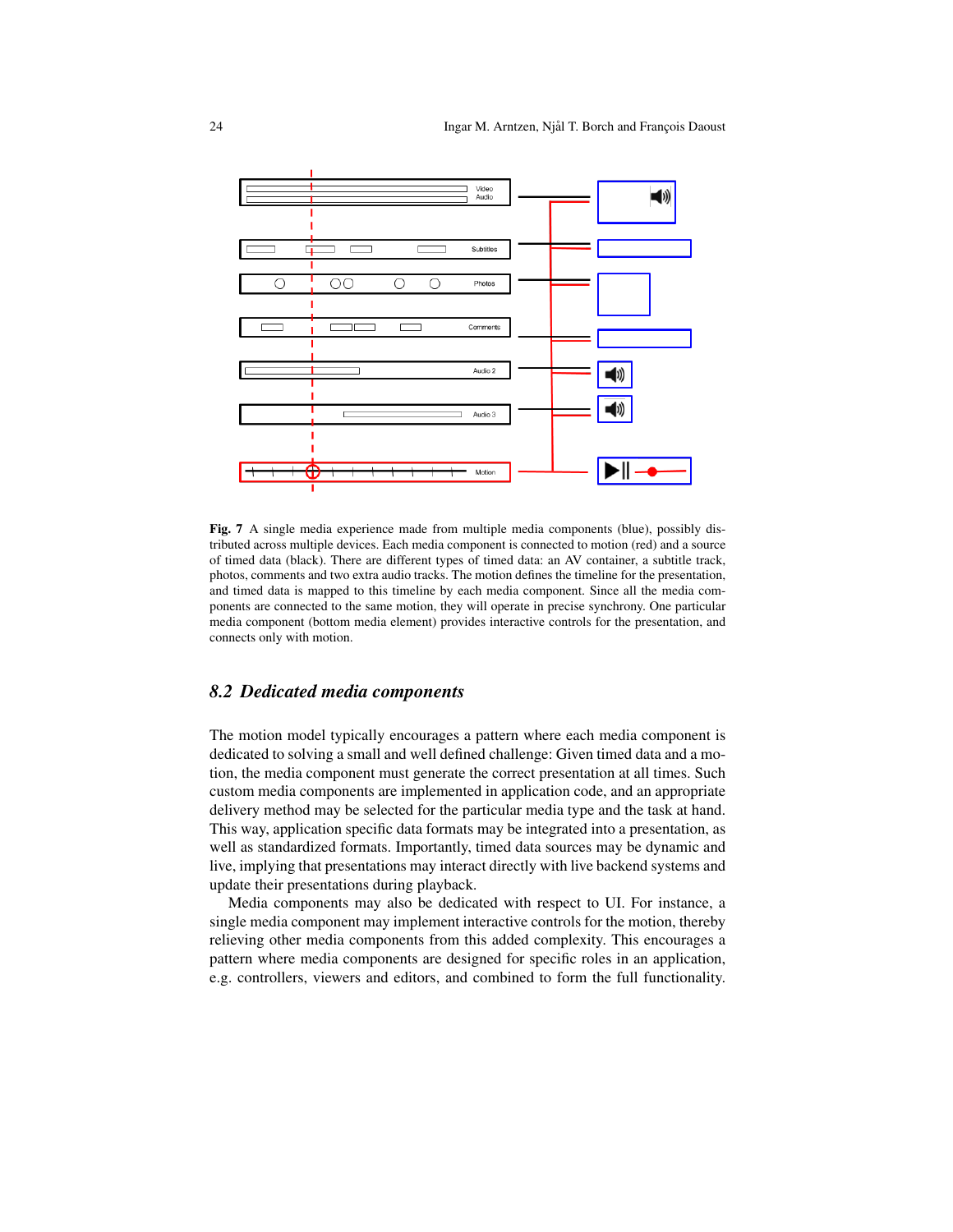**Fig. 7** A single media experience made from multiple media components (blue), possibly distributed across multiple devices. Each media component is connected to motion (red) and a source of timed data (black). There are different types of timed data: an AV container, a subtitle track, photos, comments and two extra audio tracks. The motion defines the timeline for the presentation, and timed data is mapped to this timeline by each media component. Since all the media components are connected to the same motion, they will operate in precise synchrony. One particular media component (bottom media element) provides interactive controls for the presentation, and connects only with motion.

### *8.2 Dedicated media components*

The motion model typically encourages a pattern where each media component is dedicated to solving a small and well defined challenge: Given timed data and a motion, the media component must generate the correct presentation at all times. Such custom media components are implemented in application code, and an appropriate delivery method may be selected for the particular media type and the task at hand. This way, application specific data formats may be integrated into a presentation, as well as standardized formats. Importantly, timed data sources may be dynamic and live, implying that presentations may interact directly with live backend systems and update their presentations during playback.

Media components may also be dedicated with respect to UI. For instance, a single media component may implement interactive controls for the motion, thereby relieving other media components from this added complexity. This encourages a pattern where media components are designed for specific roles in an application, e.g. controllers, viewers and editors, and combined to form the full functionality.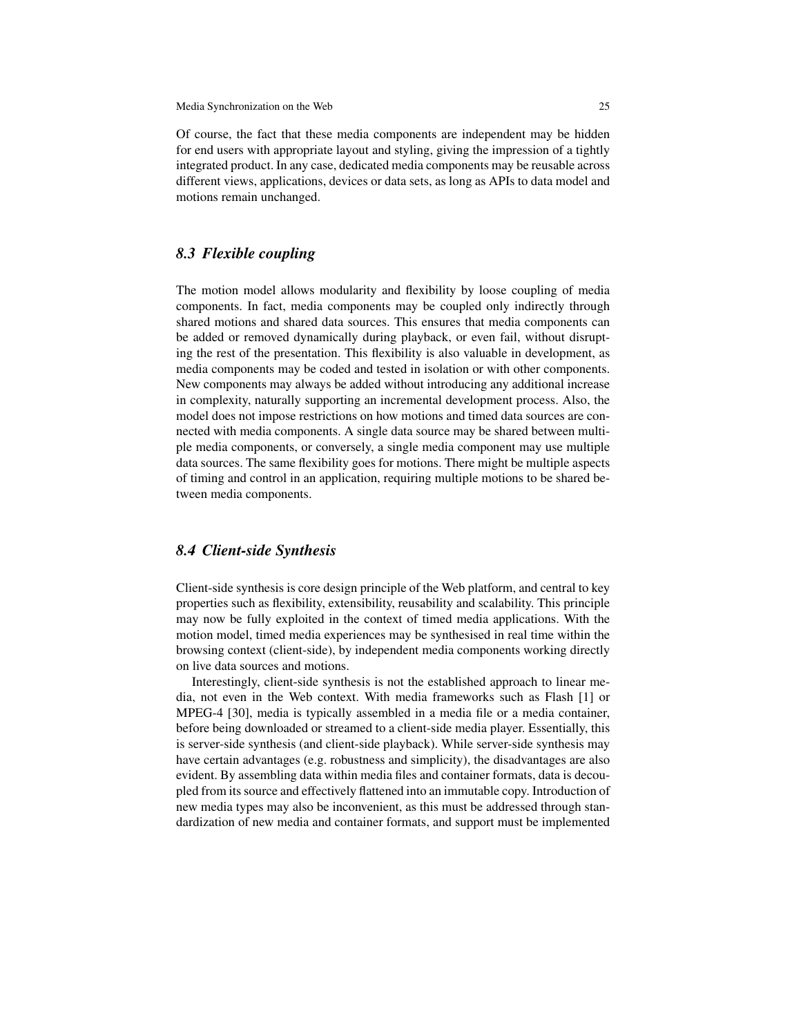Of course, the fact that these media components are independent may be hidden for end users with appropriate layout and styling, giving the impression of a tightly integrated product. In any case, dedicated media components may be reusable across different views, applications, devices or data sets, as long as APIs to data model and motions remain unchanged.

### *8.3 Flexible coupling*

The motion model allows modularity and flexibility by loose coupling of media components. In fact, media components may be coupled only indirectly through shared motions and shared data sources. This ensures that media components can be added or removed dynamically during playback, or even fail, without disrupting the rest of the presentation. This flexibility is also valuable in development, as media components may be coded and tested in isolation or with other components. New components may always be added without introducing any additional increase in complexity, naturally supporting an incremental development process. Also, the model does not impose restrictions on how motions and timed data sources are connected with media components. A single data source may be shared between multiple media components, or conversely, a single media component may use multiple data sources. The same flexibility goes for motions. There might be multiple aspects of timing and control in an application, requiring multiple motions to be shared between media components.

### *8.4 Client-side Synthesis*

Client-side synthesis is core design principle of the Web platform, and central to key properties such as flexibility, extensibility, reusability and scalability. This principle may now be fully exploited in the context of timed media applications. With the motion model, timed media experiences may be synthesised in real time within the browsing context (client-side), by independent media components working directly on live data sources and motions.

Interestingly, client-side synthesis is not the established approach to linear media, not even in the Web context. With media frameworks such as Flash [1] or MPEG-4 [30], media is typically assembled in a media file or a media container, before being downloaded or streamed to a client-side media player. Essentially, this is server-side synthesis (and client-side playback). While server-side synthesis may have certain advantages (e.g. robustness and simplicity), the disadvantages are also evident. By assembling data within media files and container formats, data is decoupled from its source and effectively flattened into an immutable copy. Introduction of new media types may also be inconvenient, as this must be addressed through standardization of new media and container formats, and support must be implemented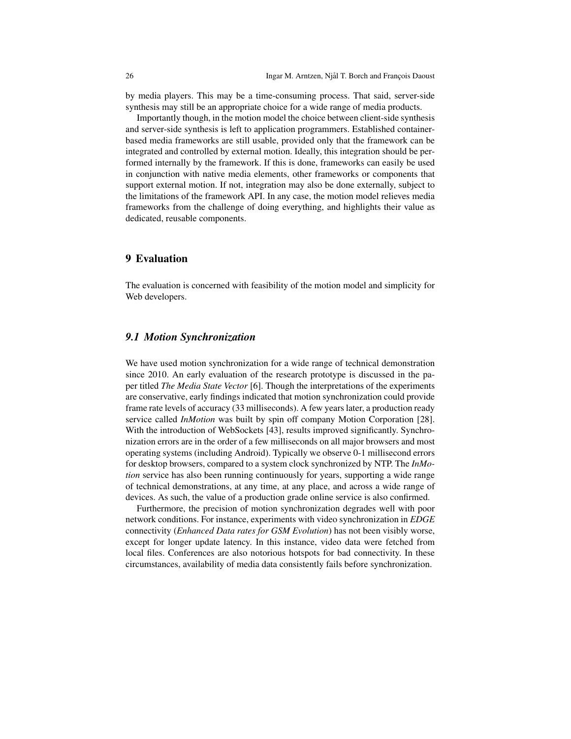by media players. This may be a time-consuming process. That said, server-side synthesis may still be an appropriate choice for a wide range of media products.

Importantly though, in the motion model the choice between client-side synthesis and server-side synthesis is left to application programmers. Established container-based media frameworks are still usable, provided only that the framework can be integrated and controlled by external motion. Ideally, this integration should be performed internally by the framework. If this is done, frameworks can easily be used in conjunction with native media elements, other frameworks or components that support external motion. If not, integration may also be done externally, subject to the limitations of the framework API. In any case, the motion model relieves media frameworks from the challenge of doing everything, and highlights their value as dedicated, reusable components.

## 9 Evaluation

The evaluation is concerned with feasibility of the motion model and simplicity for Web developers.

### 9.1 Motion Synchronization

We have used motion synchronization for a wide range of technical demonstration since 2010. An early evaluation of the research prototype is discussed in the paper titled *The Media State Vector* [6]. Though the interpretations of the experiments are conservative, early findings indicated that motion synchronization could provide frame rate levels of accuracy (33 milliseconds). A few years later, a production ready service called *InMotion* was built by spin off company Motion Corporation [28]. With the introduction of WebSockets [43], results improved significantly. Synchronization errors are in the order of a few milliseconds on all major browsers and most operating systems (including Android). Typically we observe 0-1 millisecond errors for desktop browsers, compared to a system clock synchronized by NTP. The *InMotion* service has also been running continuously for years, supporting a wide range of technical demonstrations, at any time, at any place, and across a wide range of devices. As such, the value of a production grade online service is also confirmed.

Furthermore, the precision of motion synchronization degrades well with poor network conditions. For instance, experiments with video synchronization in *EDGE* connectivity (*Enhanced Data rates for GSM Evolution*) has not been visibly worse, except for longer update latency. In this instance, video data were fetched from local files. Conferences are also notorious hotspots for bad connectivity. In these circumstances, availability of media data consistently fails before synchronization.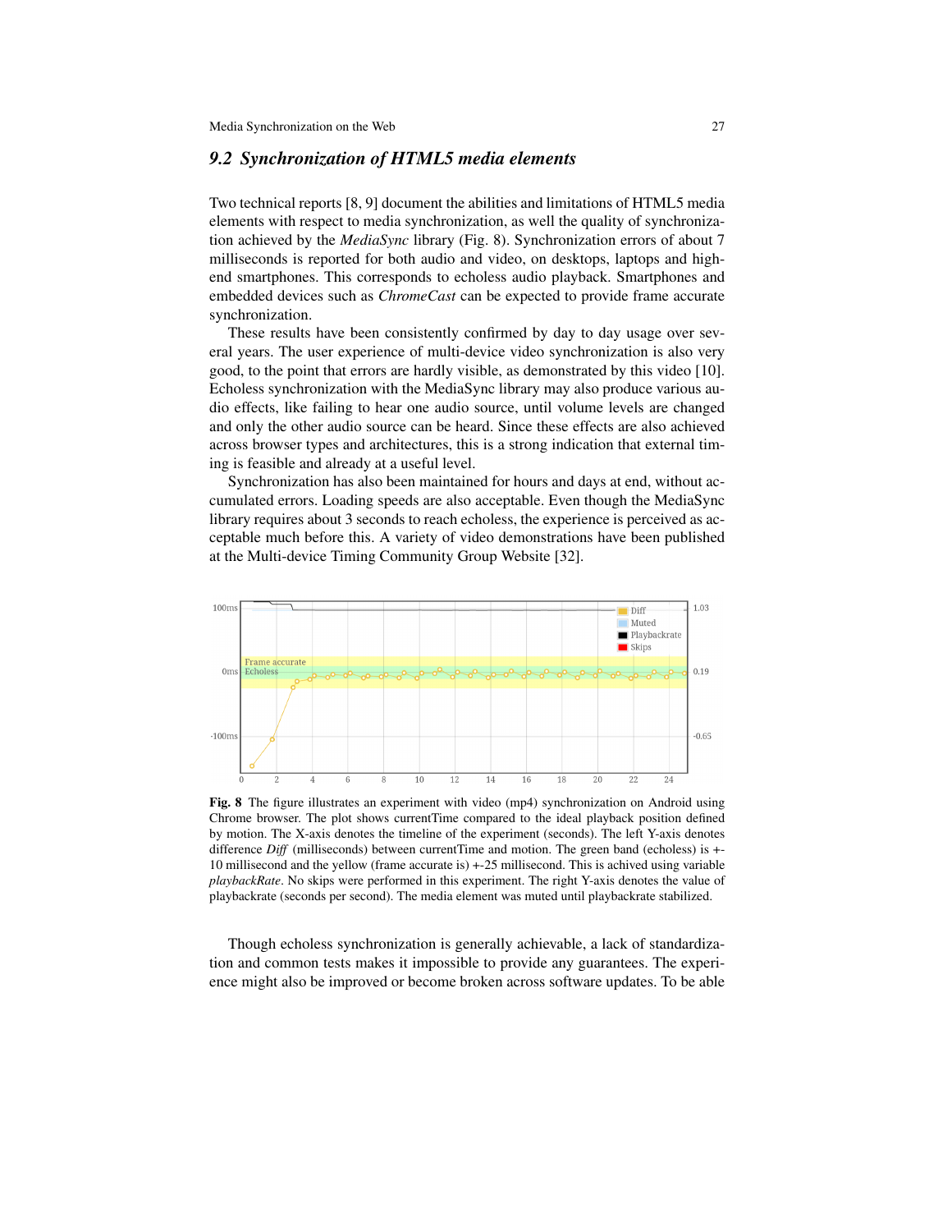### 9.2 Synchronization of HTML5 media elements

Two technical reports [8, 9] document the abilities and limitations of HTML5 media elements with respect to media synchronization, as well the quality of synchronization achieved by the *MediaSync* library (Fig. 8). Synchronization errors of about 7 milliseconds is reported for both audio and video, on desktops, laptops and high-end smartphones. This corresponds to echoless audio playback. Smartphones and embedded devices such as *ChromeCast* can be expected to provide frame accurate synchronization.

These results have been consistently confirmed by day to day usage over several years. The user experience of multi-device video synchronization is also very good, to the point that errors are hardly visible, as demonstrated by this video [10]. Echoless synchronization with the MediaSync library may also produce various audio effects, like failing to hear one audio source, until volume levels are changed and only the other audio source can be heard. Since these effects are also achieved across browser types and architectures, this is a strong indication that external timing is feasible and already at a useful level.

Synchronization has also been maintained for hours and days at end, without accumulated errors. Loading speeds are also acceptable. Even though the MediaSync library requires about 3 seconds to reach echoless, the experience is perceived as acceptable much before this. A variety of video demonstrations have been published at the Multi-device Timing Community Group Website [32].

**Fig. 8** The figure illustrates an experiment with video (mp4) synchronization on Android using Chrome browser. The plot shows currentTime compared to the ideal playback position defined by motion. The X-axis denotes the timeline of the experiment (seconds). The left Y-axis denotes difference *Diff* (milliseconds) between currentTime and motion. The green band (echoless) is +-10 millisecond and the yellow (frame accurate is) +-25 millisecond. This is achived using variable *playbackRate*. No skips were performed in this experiment. The right Y-axis denotes the value of playbackrate (seconds per second). The media element was muted until playbackrate stabilized.

Though echoless synchronization is generally achievable, a lack of standardization and common tests makes it impossible to provide any guarantees. The experience might also be improved or become broken across software updates. To be able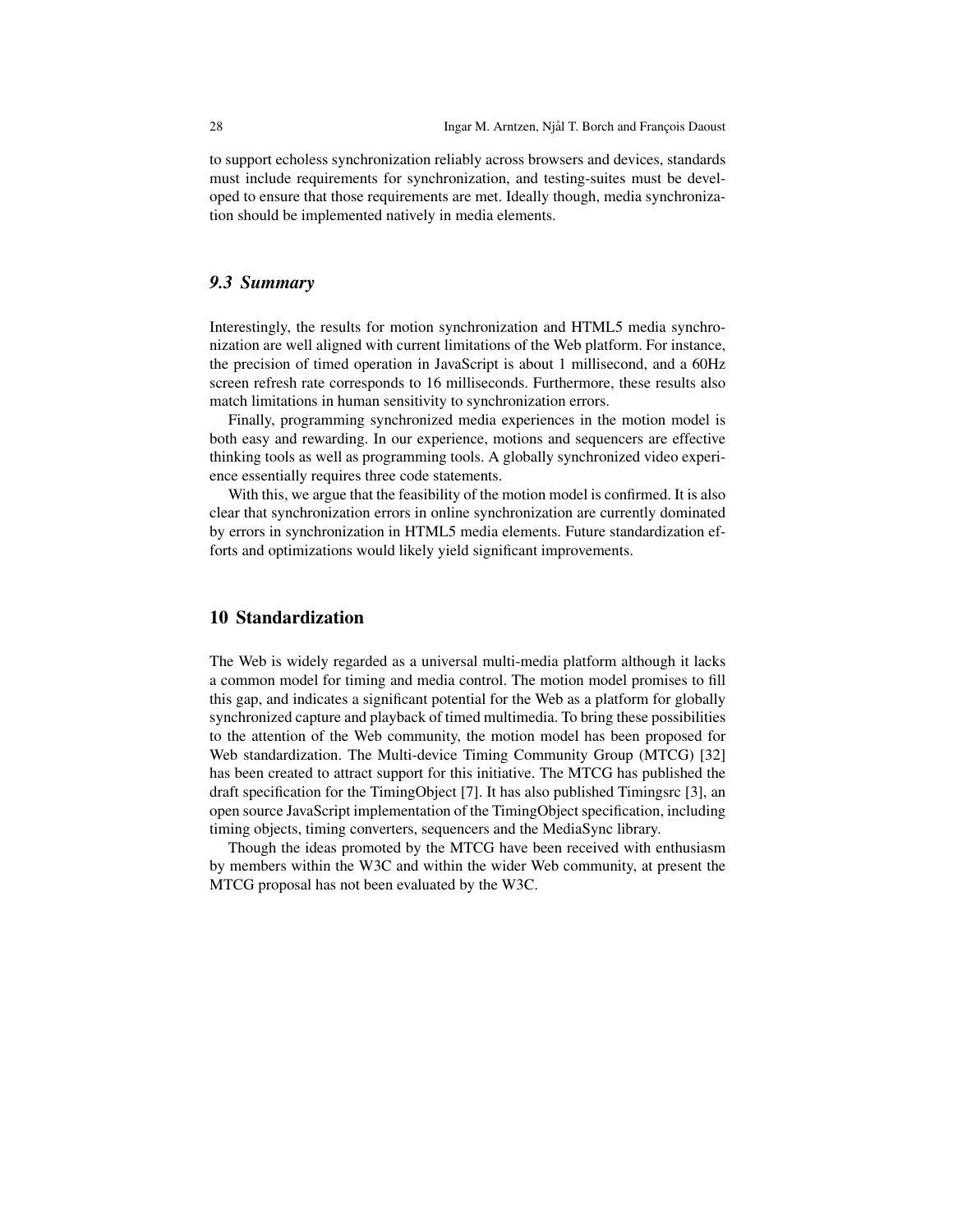to support echoless synchronization reliably across browsers and devices, standards must include requirements for synchronization, and testing-suites must be developed to ensure that those requirements are met. Ideally though, media synchronization should be implemented natively in media elements.

### *9.3 Summary*

Interestingly, the results for motion synchronization and HTML5 media synchronization are well aligned with current limitations of the Web platform. For instance, the precision of timed operation in JavaScript is about 1 millisecond, and a 60Hz screen refresh rate corresponds to 16 milliseconds. Furthermore, these results also match limitations in human sensitivity to synchronization errors.

Finally, programming synchronized media experiences in the motion model is both easy and rewarding. In our experience, motions and sequencers are effective thinking tools as well as programming tools. A globally synchronized video experience essentially requires three code statements.

With this, we argue that the feasibility of the motion model is confirmed. It is also clear that synchronization errors in online synchronization are currently dominated by errors in synchronization in HTML5 media elements. Future standardization efforts and optimizations would likely yield significant improvements.

## 10 Standardization

The Web is widely regarded as a universal multi-media platform although it lacks a common model for timing and media control. The motion model promises to fill this gap, and indicates a significant potential for the Web as a platform for globally synchronized capture and playback of timed multimedia. To bring these possibilities to the attention of the Web community, the motion model has been proposed for Web standardization. The Multi-device Timing Community Group (MTCG) [32] has been created to attract support for this initiative. The MTCG has published the draft specification for the TimingObject [7]. It has also published Timingsrc [3], an open source JavaScript implementation of the TimingObject specification, including timing objects, timing converters, sequencers and the MediaSync library.

Though the ideas promoted by the MTCG have been received with enthusiasm by members within the W3C and within the wider Web community, at present the MTCG proposal has not been evaluated by the W3C.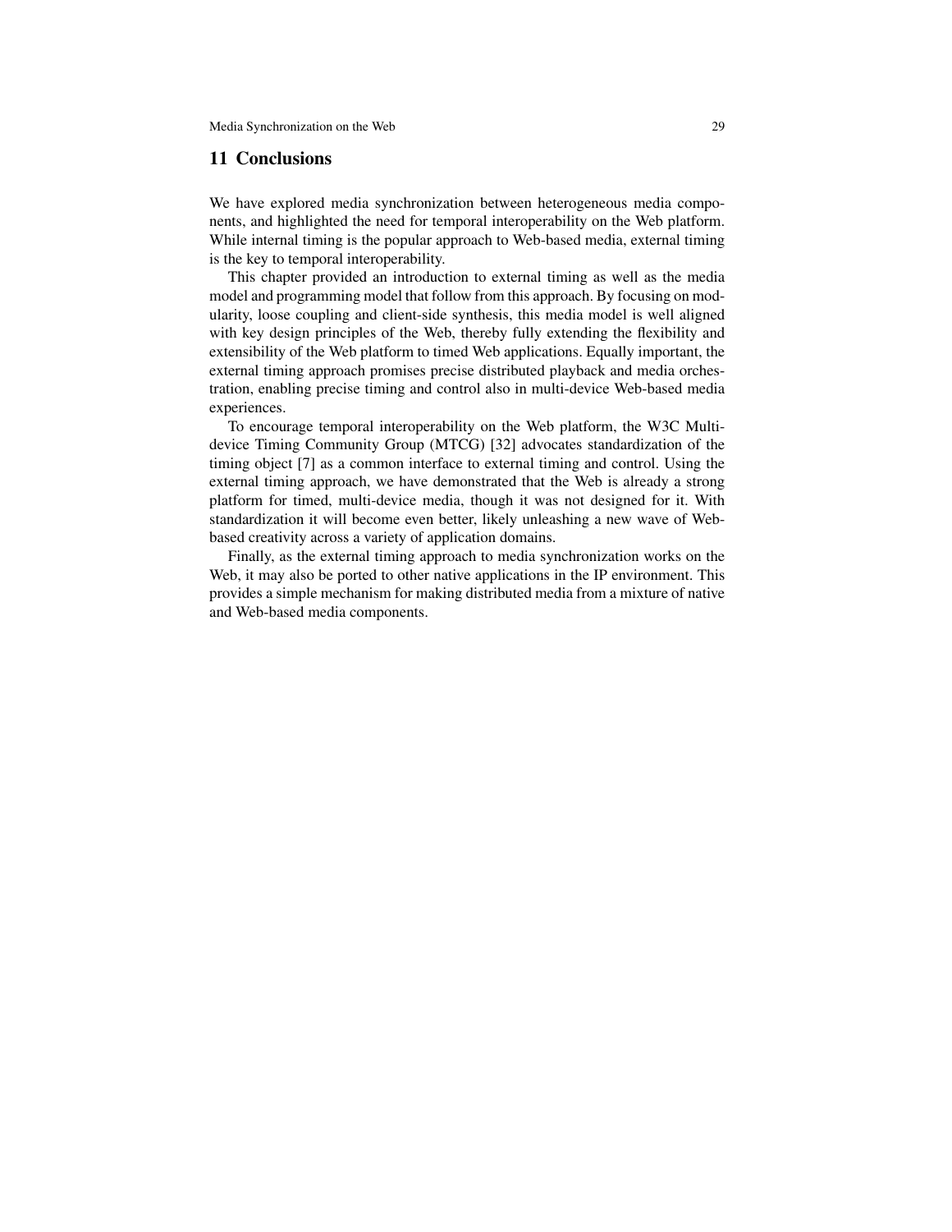## 11 Conclusions

We have explored media synchronization between heterogeneous media components, and highlighted the need for temporal interoperability on the Web platform. While internal timing is the popular approach to Web-based media, external timing is the key to temporal interoperability.

This chapter provided an introduction to external timing as well as the media model and programming model that follow from this approach. By focusing on modularity, loose coupling and client-side synthesis, this media model is well aligned with key design principles of the Web, thereby fully extending the flexibility and extensibility of the Web platform to timed Web applications. Equally important, the external timing approach promises precise distributed playback and media orchestration, enabling precise timing and control also in multi-device Web-based media experiences.

To encourage temporal interoperability on the Web platform, the W3C Multi-device Timing Community Group (MTCG) [32] advocates standardization of the timing object [7] as a common interface to external timing and control. Using the external timing approach, we have demonstrated that the Web is already a strong platform for timed, multi-device media, though it was not designed for it. With standardization it will become even better, likely unleashing a new wave of Web-based creativity across a variety of application domains.

Finally, as the external timing approach to media synchronization works on the Web, it may also be ported to other native applications in the IP environment. This provides a simple mechanism for making distributed media from a mixture of native and Web-based media components.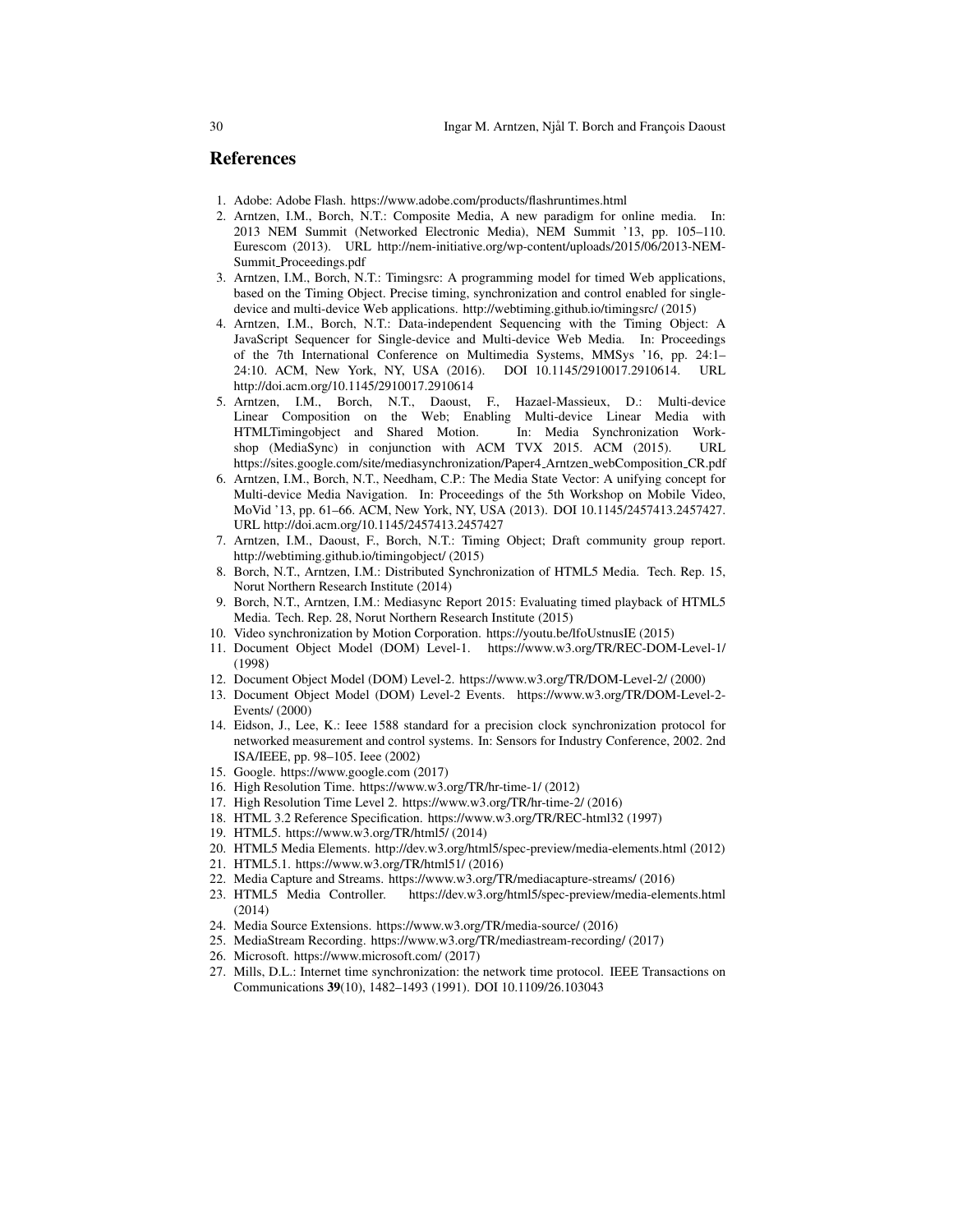## References

1. Adobe: Adobe Flash. https://www.adobe.com/products/flashruntimes.html
2. Arntzen, I.M., Borch, N.T.: Composite Media, A new paradigm for online media. In: 2013 NEM Summit (Networked Electronic Media), NEM Summit '13, pp. 105–110. Eurescom (2013). URL http://nem-initiative.org/wp-content/uploads/2015/06/2013-NEM-Summit_Proceedings.pdf
3. Arntzen, I.M., Borch, N.T.: Timingsrc: A programming model for timed Web applications, based on the Timing Object. Precise timing, synchronization and control enabled for single-device and multi-device Web applications. http://webtiming.github.io/timingsrc/ (2015)
4. Arntzen, I.M., Borch, N.T.: Data-independent Sequencing with the Timing Object: A JavaScript Sequencer for Single-device and Multi-device Web Media. In: Proceedings of the 7th International Conference on Multimedia Systems, MMSys '16, pp. 24:1–24:10. ACM, New York, NY, USA (2016). DOI 10.1145/2910017.2910614. URL http://doi.acm.org/10.1145/2910017.2910614
5. Arntzen, I.M., Borch, N.T., Daoust, F., Hazael-Massieux, D.: Multi-device Linear Composition on the Web; Enabling Multi-device Linear Media with HTMLTimingobject and Shared Motion. In: Media Synchronization Workshop (MediaSync) in conjunction with ACM TVX 2015. ACM (2015). URL https://sites.google.com/site/mediasynchronization/Paper4_Arntzen_webComposition_CR.pdf
6. Arntzen, I.M., Borch, N.T., Needham, C.P.: The Media State Vector: A unifying concept for Multi-device Media Navigation. In: Proceedings of the 5th Workshop on Mobile Video, MoVid '13, pp. 61–66. ACM, New York, NY, USA (2013). DOI 10.1145/2457413.2457427. URL http://doi.acm.org/10.1145/2457413.2457427
7. Arntzen, I.M., Daoust, F., Borch, N.T.: Timing Object; Draft community group report. http://webtiming.github.io/timingobject/ (2015)
8. Borch, N.T., Arntzen, I.M.: Distributed Synchronization of HTML5 Media. Tech. Rep. 15, Norut Northern Research Institute (2014)
9. Borch, N.T., Arntzen, I.M.: Mediasync Report 2015: Evaluating timed playback of HTML5 Media. Tech. Rep. 28, Norut Northern Research Institute (2015)
10. Video synchronization by Motion Corporation. https://youtu.be/lfoUstnusIE (2015)
11. Document Object Model (DOM) Level-1. https://www.w3.org/TR/REC-DOM-Level-1/ (1998)
12. Document Object Model (DOM) Level-2. https://www.w3.org/TR/DOM-Level-2/ (2000)
13. Document Object Model (DOM) Level-2 Events. https://www.w3.org/TR/DOM-Level-2-Events/ (2000)
14. Eidson, J., Lee, K.: Ieee 1588 standard for a precision clock synchronization protocol for networked measurement and control systems. In: Sensors for Industry Conference, 2002. 2nd ISA/IEEE, pp. 98–105. Ieee (2002)
15. Google. https://www.google.com (2017)
16. High Resolution Time. https://www.w3.org/TR/hr-time-1/ (2012)
17. High Resolution Time Level 2. https://www.w3.org/TR/hr-time-2/ (2016)
18. HTML 3.2 Reference Specification. https://www.w3.org/TR/REC-html32 (1997)
19. HTML5. https://www.w3.org/TR/html5/ (2014)
20. HTML5 Media Elements. http://dev.w3.org/html5/spec-preview/media-elements.html (2012)
21. HTML5.1. https://www.w3.org/TR/html51/ (2016)
22. Media Capture and Streams. https://www.w3.org/TR/mediacapture-streams/ (2016)
23. HTML5 Media Controller. https://dev.w3.org/html5/spec-preview/media-elements.html (2014)
24. Media Source Extensions. https://www.w3.org/TR/media-source/ (2016)
25. MediaStream Recording. https://www.w3.org/TR/mediastream-recording/ (2017)
26. Microsoft. https://www.microsoft.com/ (2017)
27. Mills, D.L.: Internet time synchronization: the network time protocol. IEEE Transactions on Communications **39**(10), 1482–1493 (1991). DOI 10.1109/26.103043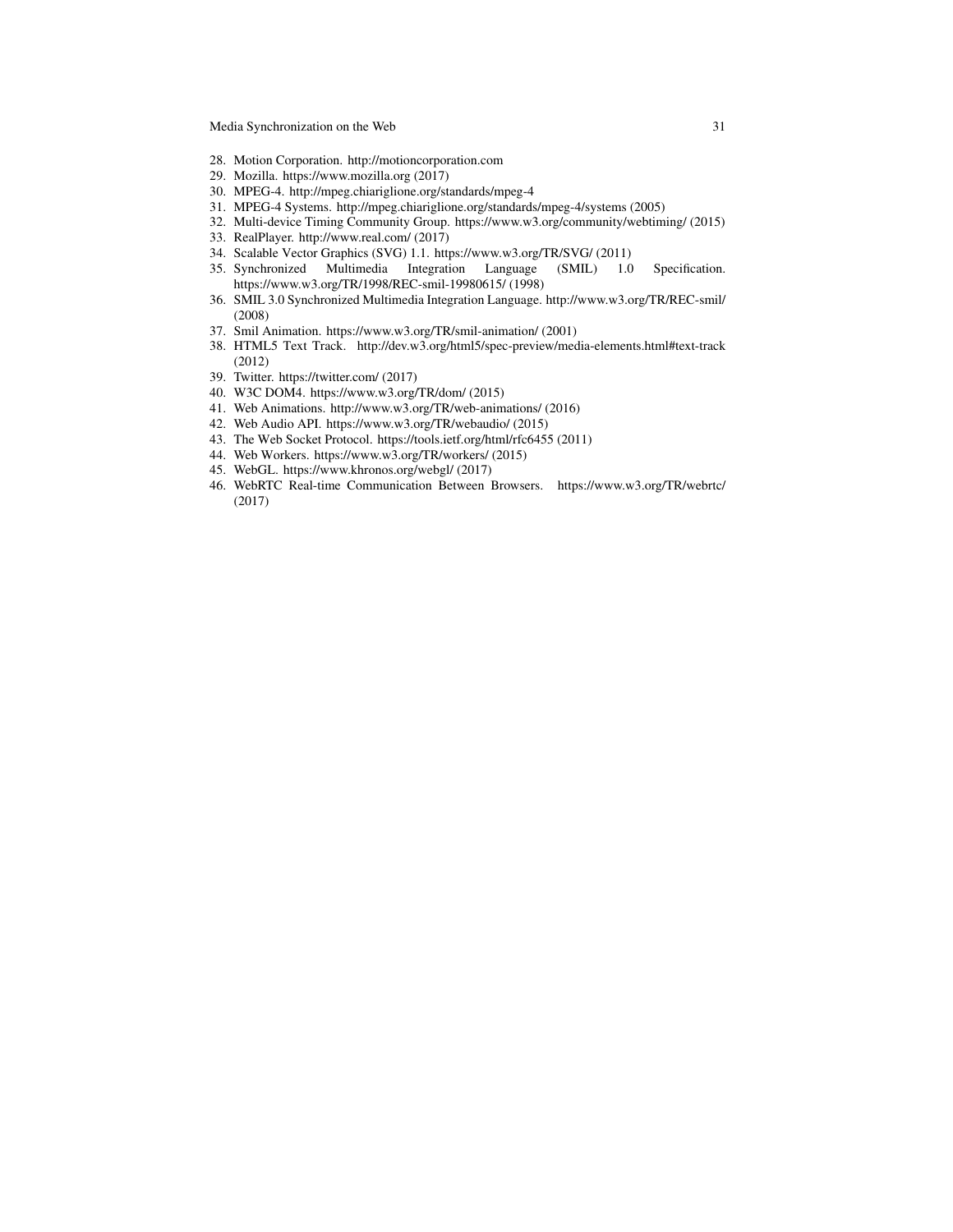28. Motion Corporation. http://motioncorporation.com
29. Mozilla. https://www.mozilla.org (2017)
30. MPEG-4. http://mpeg.chiariglione.org/standards/mpeg-4
31. MPEG-4 Systems. http://mpeg.chiariglione.org/standards/mpeg-4/systems (2005)
32. Multi-device Timing Community Group. https://www.w3.org/community/webtiming/ (2015)
33. RealPlayer. http://www.real.com/ (2017)
34. Scalable Vector Graphics (SVG) 1.1. https://www.w3.org/TR/SVG/ (2011)
35. Synchronized Multimedia Integration Language (SMIL) 1.0 Specification. https://www.w3.org/TR/1998/REC-smil-19980615/ (1998)
36. SMIL 3.0 Synchronized Multimedia Integration Language. http://www.w3.org/TR/REC-smil/ (2008)
37. Smil Animation. https://www.w3.org/TR/smil-animation/ (2001)
38. HTML5 Text Track. http://dev.w3.org/html5/spec-preview/media-elements.html#text-track (2012)
39. Twitter. https://twitter.com/ (2017)
40. W3C DOM4. https://www.w3.org/TR/dom/ (2015)
41. Web Animations. http://www.w3.org/TR/web-animations/ (2016)
42. Web Audio API. https://www.w3.org/TR/webaudio/ (2015)
43. The Web Socket Protocol. https://tools.ietf.org/html/rfc6455 (2011)
44. Web Workers. https://www.w3.org/TR/workers/ (2015)
45. WebGL. https://www.khronos.org/webgl/ (2017)
46. WebRTC Real-time Communication Between Browsers. https://www.w3.org/TR/webrtc/ (2017)